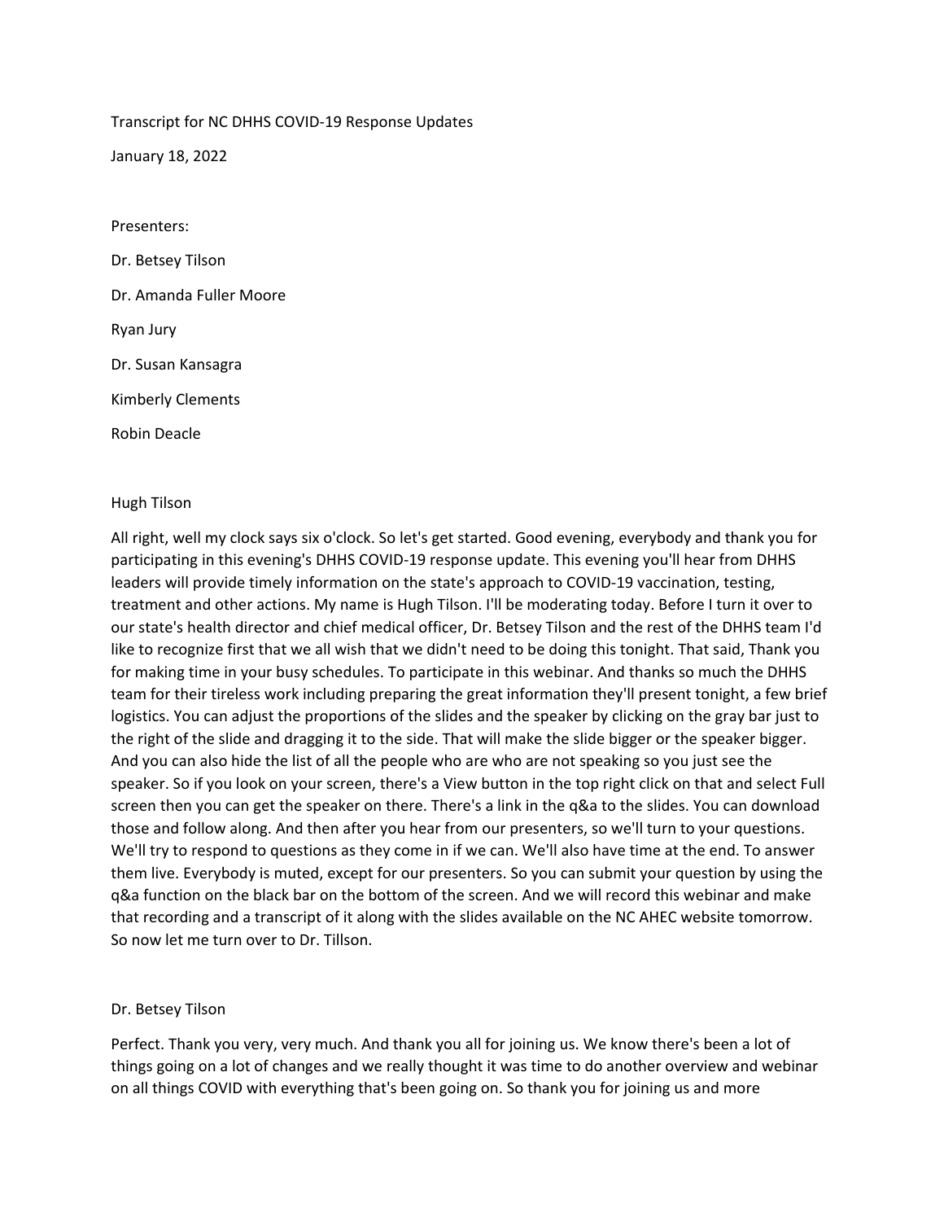Transcript for NC DHHS COVID-19 Response Updates

January 18, 2022

Presenters:

Dr. Betsey Tilson

Dr. Amanda Fuller Moore

Ryan Jury

Dr. Susan Kansagra

Kimberly Clements

Robin Deacle

Hugh Tilson

All right, well my clock says six o'clock. So let's get started. Good evening, everybody and thank you for participating in this evening's DHHS COVID-19 response update. This evening you'll hear from DHHS leaders will provide timely information on the state's approach to COVID-19 vaccination, testing, treatment and other actions. My name is Hugh Tilson. I'll be moderating today. Before I turn it over to our state's health director and chief medical officer, Dr. Betsey Tilson and the rest of the DHHS team I'd like to recognize first that we all wish that we didn't need to be doing this tonight. That said, Thank you for making time in your busy schedules. To participate in this webinar. And thanks so much the DHHS team for their tireless work including preparing the great information they'll present tonight, a few brief logistics. You can adjust the proportions of the slides and the speaker by clicking on the gray bar just to the right of the slide and dragging it to the side. That will make the slide bigger or the speaker bigger. And you can also hide the list of all the people who are who are not speaking so you just see the speaker. So if you look on your screen, there's a View button in the top right click on that and select Full screen then you can get the speaker on there. There's a link in the q&a to the slides. You can download those and follow along. And then after you hear from our presenters, so we'll turn to your questions. We'll try to respond to questions as they come in if we can. We'll also have time at the end. To answer them live. Everybody is muted, except for our presenters. So you can submit your question by using the q&a function on the black bar on the bottom of the screen. And we will record this webinar and make that recording and a transcript of it along with the slides available on the NC AHEC website tomorrow. So now let me turn over to Dr. Tillson.

Dr. Betsey Tilson

Perfect. Thank you very, very much. And thank you all for joining us. We know there's been a lot of things going on a lot of changes and we really thought it was time to do another overview and webinar on all things COVID with everything that's been going on. So thank you for joining us and more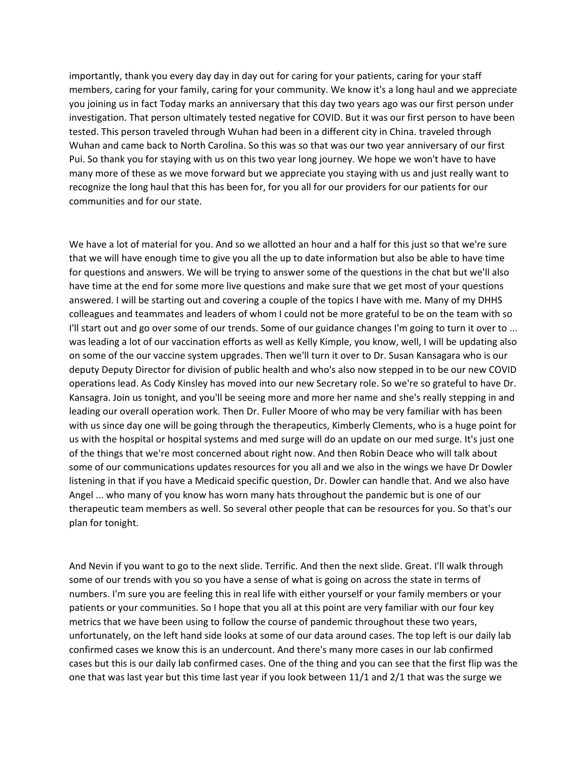importantly, thank you every day day in day out for caring for your patients, caring for your staff members, caring for your family, caring for your community. We know it's a long haul and we appreciate you joining us in fact Today marks an anniversary that this day two years ago was our first person under investigation. That person ultimately tested negative for COVID. But it was our first person to have been tested. This person traveled through Wuhan had been in a different city in China. traveled through Wuhan and came back to North Carolina. So this was so that was our two year anniversary of our first Pui. So thank you for staying with us on this two year long journey. We hope we won't have to have many more of these as we move forward but we appreciate you staying with us and just really want to recognize the long haul that this has been for, for you all for our providers for our patients for our communities and for our state.

We have a lot of material for you. And so we allotted an hour and a half for this just so that we're sure that we will have enough time to give you all the up to date information but also be able to have time for questions and answers. We will be trying to answer some of the questions in the chat but we'll also have time at the end for some more live questions and make sure that we get most of your questions answered. I will be starting out and covering a couple of the topics I have with me. Many of my DHHS colleagues and teammates and leaders of whom I could not be more grateful to be on the team with so I'll start out and go over some of our trends. Some of our guidance changes I'm going to turn it over to ... was leading a lot of our vaccination efforts as well as Kelly Kimple, you know, well, I will be updating also on some of the our vaccine system upgrades. Then we'll turn it over to Dr. Susan Kansagara who is our deputy Deputy Director for division of public health and who's also now stepped in to be our new COVID operations lead. As Cody Kinsley has moved into our new Secretary role. So we're so grateful to have Dr. Kansagra. Join us tonight, and you'll be seeing more and more her name and she's really stepping in and leading our overall operation work. Then Dr. Fuller Moore of who may be very familiar with has been with us since day one will be going through the therapeutics, Kimberly Clements, who is a huge point for us with the hospital or hospital systems and med surge will do an update on our med surge. It's just one of the things that we're most concerned about right now. And then Robin Deace who will talk about some of our communications updates resources for you all and we also in the wings we have Dr Dowler listening in that if you have a Medicaid specific question, Dr. Dowler can handle that. And we also have Angel ... who many of you know has worn many hats throughout the pandemic but is one of our therapeutic team members as well. So several other people that can be resources for you. So that's our plan for tonight.

And Nevin if you want to go to the next slide. Terrific. And then the next slide. Great. I'll walk through some of our trends with you so you have a sense of what is going on across the state in terms of numbers. I'm sure you are feeling this in real life with either yourself or your family members or your patients or your communities. So I hope that you all at this point are very familiar with our four key metrics that we have been using to follow the course of pandemic throughout these two years, unfortunately, on the left hand side looks at some of our data around cases. The top left is our daily lab confirmed cases we know this is an undercount. And there's many more cases in our lab confirmed cases but this is our daily lab confirmed cases. One of the thing and you can see that the first flip was the one that was last year but this time last year if you look between 11/1 and 2/1 that was the surge we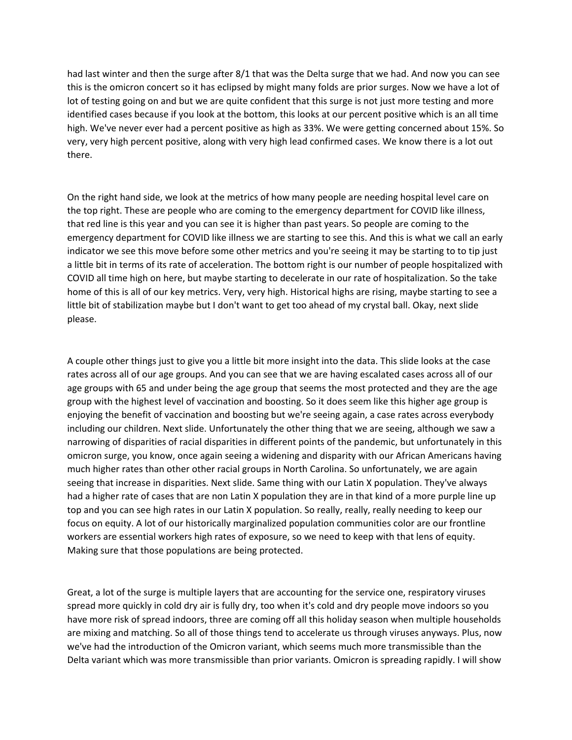had last winter and then the surge after 8/1 that was the Delta surge that we had. And now you can see this is the omicron concert so it has eclipsed by might many folds are prior surges. Now we have a lot of lot of testing going on and but we are quite confident that this surge is not just more testing and more identified cases because if you look at the bottom, this looks at our percent positive which is an all time high. We've never ever had a percent positive as high as 33%. We were getting concerned about 15%. So very, very high percent positive, along with very high lead confirmed cases. We know there is a lot out there.

On the right hand side, we look at the metrics of how many people are needing hospital level care on the top right. These are people who are coming to the emergency department for COVID like illness, that red line is this year and you can see it is higher than past years. So people are coming to the emergency department for COVID like illness we are starting to see this. And this is what we call an early indicator we see this move before some other metrics and you're seeing it may be starting to to tip just a little bit in terms of its rate of acceleration. The bottom right is our number of people hospitalized with COVID all time high on here, but maybe starting to decelerate in our rate of hospitalization. So the take home of this is all of our key metrics. Very, very high. Historical highs are rising, maybe starting to see a little bit of stabilization maybe but I don't want to get too ahead of my crystal ball. Okay, next slide please.

A couple other things just to give you a little bit more insight into the data. This slide looks at the case rates across all of our age groups. And you can see that we are having escalated cases across all of our age groups with 65 and under being the age group that seems the most protected and they are the age group with the highest level of vaccination and boosting. So it does seem like this higher age group is enjoying the benefit of vaccination and boosting but we're seeing again, a case rates across everybody including our children. Next slide. Unfortunately the other thing that we are seeing, although we saw a narrowing of disparities of racial disparities in different points of the pandemic, but unfortunately in this omicron surge, you know, once again seeing a widening and disparity with our African Americans having much higher rates than other other racial groups in North Carolina. So unfortunately, we are again seeing that increase in disparities. Next slide. Same thing with our Latin X population. They've always had a higher rate of cases that are non Latin X population they are in that kind of a more purple line up top and you can see high rates in our Latin X population. So really, really, really needing to keep our focus on equity. A lot of our historically marginalized population communities color are our frontline workers are essential workers high rates of exposure, so we need to keep with that lens of equity. Making sure that those populations are being protected.

Great, a lot of the surge is multiple layers that are accounting for the service one, respiratory viruses spread more quickly in cold dry air is fully dry, too when it's cold and dry people move indoors so you have more risk of spread indoors, three are coming off all this holiday season when multiple households are mixing and matching. So all of those things tend to accelerate us through viruses anyways. Plus, now we've had the introduction of the Omicron variant, which seems much more transmissible than the Delta variant which was more transmissible than prior variants. Omicron is spreading rapidly. I will show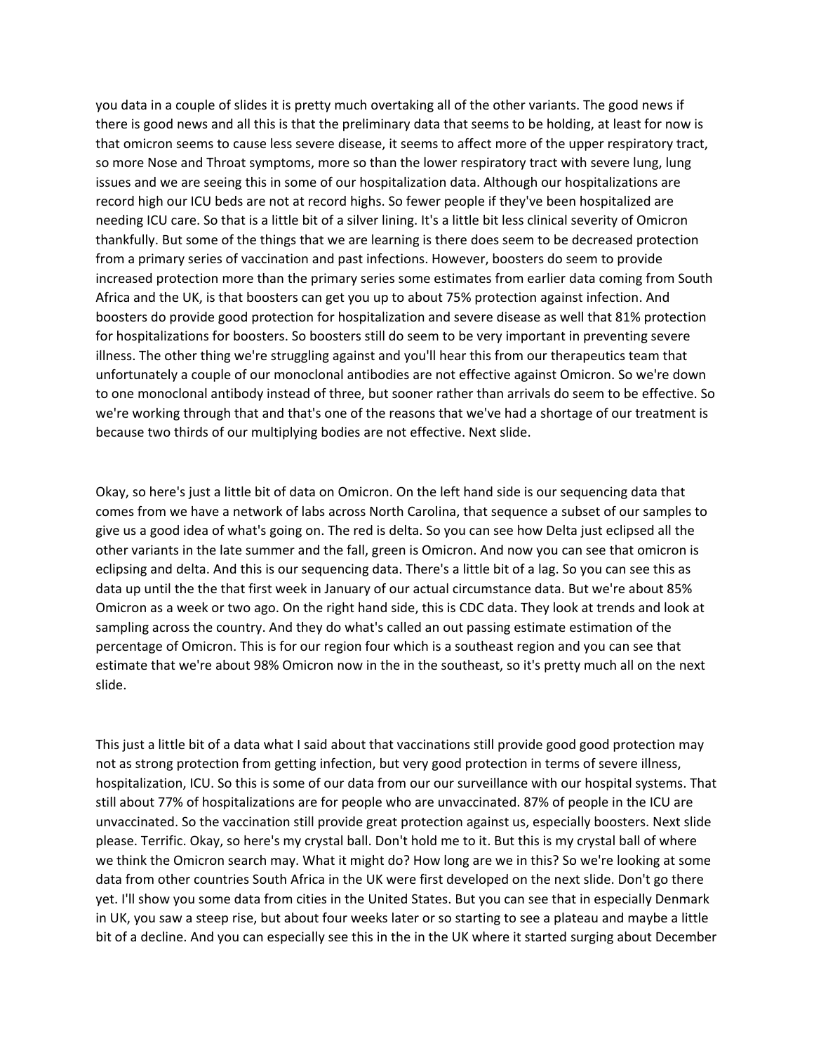you data in a couple of slides it is pretty much overtaking all of the other variants. The good news if there is good news and all this is that the preliminary data that seems to be holding, at least for now is that omicron seems to cause less severe disease, it seems to affect more of the upper respiratory tract, so more Nose and Throat symptoms, more so than the lower respiratory tract with severe lung, lung issues and we are seeing this in some of our hospitalization data. Although our hospitalizations are record high our ICU beds are not at record highs. So fewer people if they've been hospitalized are needing ICU care. So that is a little bit of a silver lining. It's a little bit less clinical severity of Omicron thankfully. But some of the things that we are learning is there does seem to be decreased protection from a primary series of vaccination and past infections. However, boosters do seem to provide increased protection more than the primary series some estimates from earlier data coming from South Africa and the UK, is that boosters can get you up to about 75% protection against infection. And boosters do provide good protection for hospitalization and severe disease as well that 81% protection for hospitalizations for boosters. So boosters still do seem to be very important in preventing severe illness. The other thing we're struggling against and you'll hear this from our therapeutics team that unfortunately a couple of our monoclonal antibodies are not effective against Omicron. So we're down to one monoclonal antibody instead of three, but sooner rather than arrivals do seem to be effective. So we're working through that and that's one of the reasons that we've had a shortage of our treatment is because two thirds of our multiplying bodies are not effective. Next slide.

Okay, so here's just a little bit of data on Omicron. On the left hand side is our sequencing data that comes from we have a network of labs across North Carolina, that sequence a subset of our samples to give us a good idea of what's going on. The red is delta. So you can see how Delta just eclipsed all the other variants in the late summer and the fall, green is Omicron. And now you can see that omicron is eclipsing and delta. And this is our sequencing data. There's a little bit of a lag. So you can see this as data up until the the that first week in January of our actual circumstance data. But we're about 85% Omicron as a week or two ago. On the right hand side, this is CDC data. They look at trends and look at sampling across the country. And they do what's called an out passing estimate estimation of the percentage of Omicron. This is for our region four which is a southeast region and you can see that estimate that we're about 98% Omicron now in the in the southeast, so it's pretty much all on the next slide.

This just a little bit of a data what I said about that vaccinations still provide good good protection may not as strong protection from getting infection, but very good protection in terms of severe illness, hospitalization, ICU. So this is some of our data from our our surveillance with our hospital systems. That still about 77% of hospitalizations are for people who are unvaccinated. 87% of people in the ICU are unvaccinated. So the vaccination still provide great protection against us, especially boosters. Next slide please. Terrific. Okay, so here's my crystal ball. Don't hold me to it. But this is my crystal ball of where we think the Omicron search may. What it might do? How long are we in this? So we're looking at some data from other countries South Africa in the UK were first developed on the next slide. Don't go there yet. I'll show you some data from cities in the United States. But you can see that in especially Denmark in UK, you saw a steep rise, but about four weeks later or so starting to see a plateau and maybe a little bit of a decline. And you can especially see this in the in the UK where it started surging about December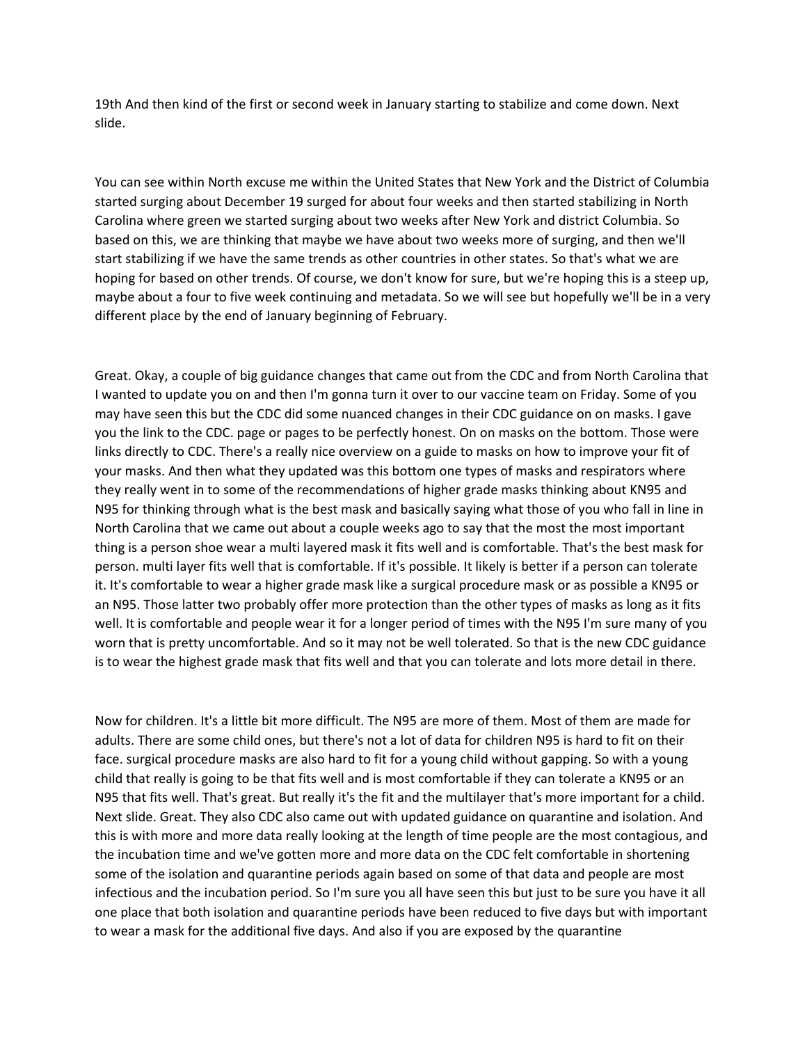19th And then kind of the first or second week in January starting to stabilize and come down. Next slide.

You can see within North excuse me within the United States that New York and the District of Columbia started surging about December 19 surged for about four weeks and then started stabilizing in North Carolina where green we started surging about two weeks after New York and district Columbia. So based on this, we are thinking that maybe we have about two weeks more of surging, and then we'll start stabilizing if we have the same trends as other countries in other states. So that's what we are hoping for based on other trends. Of course, we don't know for sure, but we're hoping this is a steep up, maybe about a four to five week continuing and metadata. So we will see but hopefully we'll be in a very different place by the end of January beginning of February.

Great. Okay, a couple of big guidance changes that came out from the CDC and from North Carolina that I wanted to update you on and then I'm gonna turn it over to our vaccine team on Friday. Some of you may have seen this but the CDC did some nuanced changes in their CDC guidance on on masks. I gave you the link to the CDC. page or pages to be perfectly honest. On on masks on the bottom. Those were links directly to CDC. There's a really nice overview on a guide to masks on how to improve your fit of your masks. And then what they updated was this bottom one types of masks and respirators where they really went in to some of the recommendations of higher grade masks thinking about KN95 and N95 for thinking through what is the best mask and basically saying what those of you who fall in line in North Carolina that we came out about a couple weeks ago to say that the most the most important thing is a person shoe wear a multi layered mask it fits well and is comfortable. That's the best mask for person. multi layer fits well that is comfortable. If it's possible. It likely is better if a person can tolerate it. It's comfortable to wear a higher grade mask like a surgical procedure mask or as possible a KN95 or an N95. Those latter two probably offer more protection than the other types of masks as long as it fits well. It is comfortable and people wear it for a longer period of times with the N95 I'm sure many of you worn that is pretty uncomfortable. And so it may not be well tolerated. So that is the new CDC guidance is to wear the highest grade mask that fits well and that you can tolerate and lots more detail in there.

Now for children. It's a little bit more difficult. The N95 are more of them. Most of them are made for adults. There are some child ones, but there's not a lot of data for children N95 is hard to fit on their face. surgical procedure masks are also hard to fit for a young child without gapping. So with a young child that really is going to be that fits well and is most comfortable if they can tolerate a KN95 or an N95 that fits well. That's great. But really it's the fit and the multilayer that's more important for a child. Next slide. Great. They also CDC also came out with updated guidance on quarantine and isolation. And this is with more and more data really looking at the length of time people are the most contagious, and the incubation time and we've gotten more and more data on the CDC felt comfortable in shortening some of the isolation and quarantine periods again based on some of that data and people are most infectious and the incubation period. So I'm sure you all have seen this but just to be sure you have it all one place that both isolation and quarantine periods have been reduced to five days but with important to wear a mask for the additional five days. And also if you are exposed by the quarantine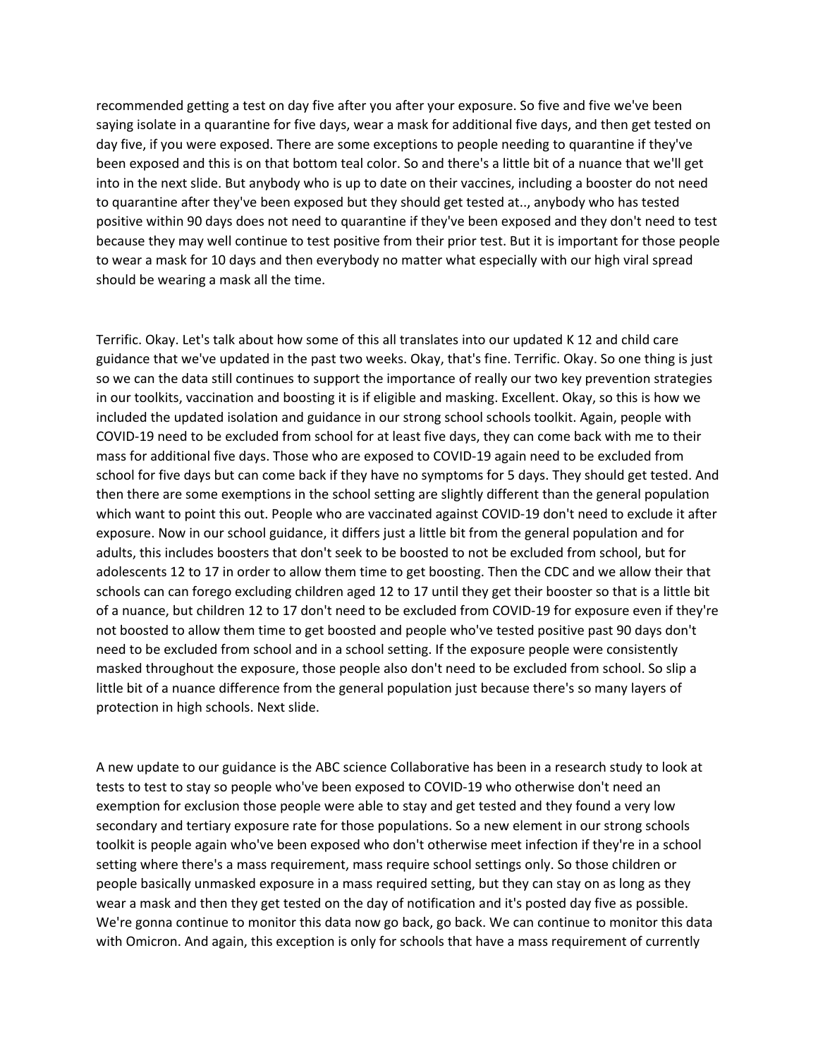recommended getting a test on day five after you after your exposure. So five and five we've been saying isolate in a quarantine for five days, wear a mask for additional five days, and then get tested on day five, if you were exposed. There are some exceptions to people needing to quarantine if they've been exposed and this is on that bottom teal color. So and there's a little bit of a nuance that we'll get into in the next slide. But anybody who is up to date on their vaccines, including a booster do not need to quarantine after they've been exposed but they should get tested at.., anybody who has tested positive within 90 days does not need to quarantine if they've been exposed and they don't need to test because they may well continue to test positive from their prior test. But it is important for those people to wear a mask for 10 days and then everybody no matter what especially with our high viral spread should be wearing a mask all the time.

Terrific. Okay. Let's talk about how some of this all translates into our updated K 12 and child care guidance that we've updated in the past two weeks. Okay, that's fine. Terrific. Okay. So one thing is just so we can the data still continues to support the importance of really our two key prevention strategies in our toolkits, vaccination and boosting it is if eligible and masking. Excellent. Okay, so this is how we included the updated isolation and guidance in our strong school schools toolkit. Again, people with COVID-19 need to be excluded from school for at least five days, they can come back with me to their mass for additional five days. Those who are exposed to COVID-19 again need to be excluded from school for five days but can come back if they have no symptoms for 5 days. They should get tested. And then there are some exemptions in the school setting are slightly different than the general population which want to point this out. People who are vaccinated against COVID-19 don't need to exclude it after exposure. Now in our school guidance, it differs just a little bit from the general population and for adults, this includes boosters that don't seek to be boosted to not be excluded from school, but for adolescents 12 to 17 in order to allow them time to get boosting. Then the CDC and we allow their that schools can can forego excluding children aged 12 to 17 until they get their booster so that is a little bit of a nuance, but children 12 to 17 don't need to be excluded from COVID-19 for exposure even if they're not boosted to allow them time to get boosted and people who've tested positive past 90 days don't need to be excluded from school and in a school setting. If the exposure people were consistently masked throughout the exposure, those people also don't need to be excluded from school. So slip a little bit of a nuance difference from the general population just because there's so many layers of protection in high schools. Next slide.

A new update to our guidance is the ABC science Collaborative has been in a research study to look at tests to test to stay so people who've been exposed to COVID-19 who otherwise don't need an exemption for exclusion those people were able to stay and get tested and they found a very low secondary and tertiary exposure rate for those populations. So a new element in our strong schools toolkit is people again who've been exposed who don't otherwise meet infection if they're in a school setting where there's a mass requirement, mass require school settings only. So those children or people basically unmasked exposure in a mass required setting, but they can stay on as long as they wear a mask and then they get tested on the day of notification and it's posted day five as possible. We're gonna continue to monitor this data now go back, go back. We can continue to monitor this data with Omicron. And again, this exception is only for schools that have a mass requirement of currently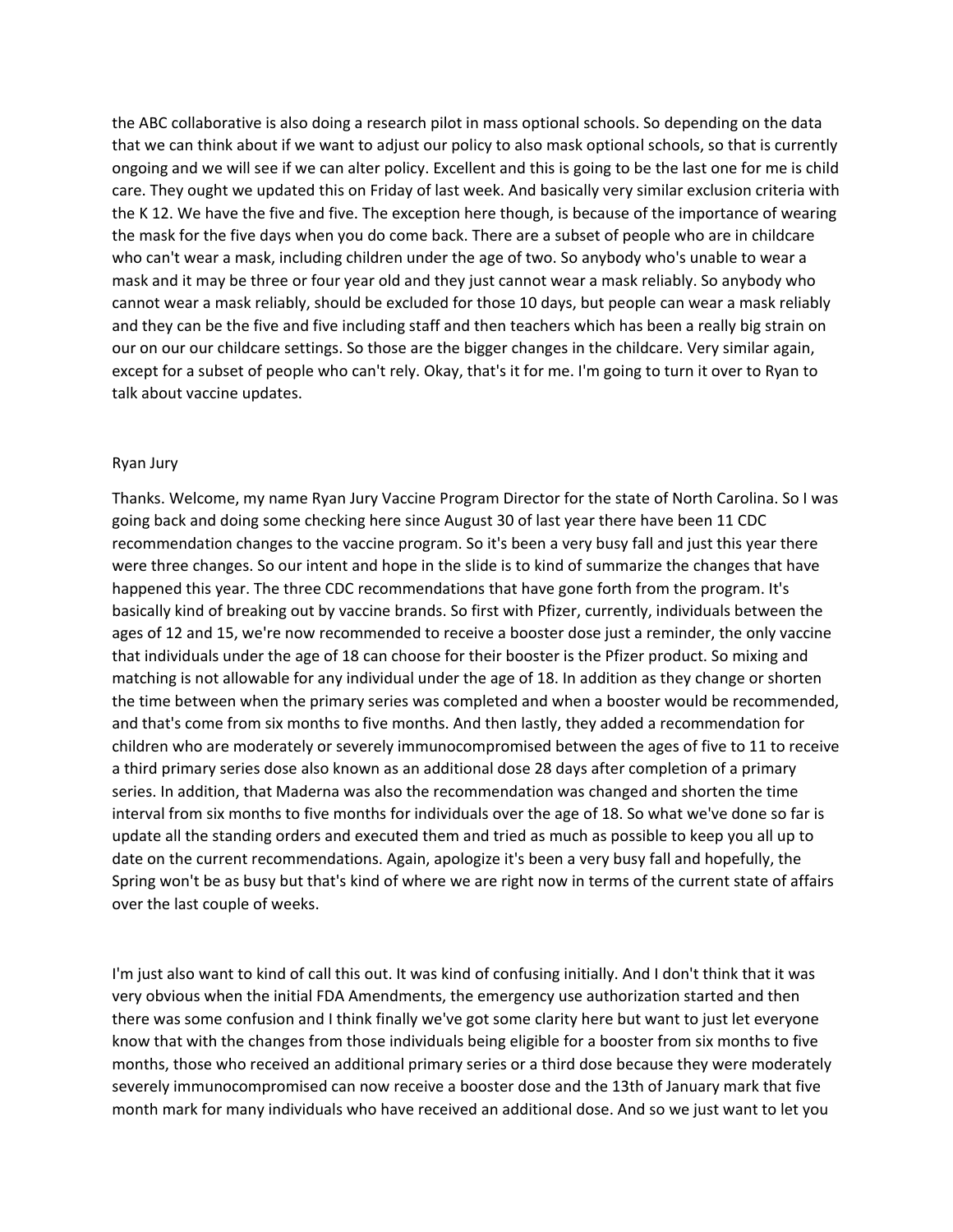the ABC collaborative is also doing a research pilot in mass optional schools. So depending on the data that we can think about if we want to adjust our policy to also mask optional schools, so that is currently ongoing and we will see if we can alter policy. Excellent and this is going to be the last one for me is child care. They ought we updated this on Friday of last week. And basically very similar exclusion criteria with the K 12. We have the five and five. The exception here though, is because of the importance of wearing the mask for the five days when you do come back. There are a subset of people who are in childcare who can't wear a mask, including children under the age of two. So anybody who's unable to wear a mask and it may be three or four year old and they just cannot wear a mask reliably. So anybody who cannot wear a mask reliably, should be excluded for those 10 days, but people can wear a mask reliably and they can be the five and five including staff and then teachers which has been a really big strain on our on our our childcare settings. So those are the bigger changes in the childcare. Very similar again, except for a subset of people who can't rely. Okay, that's it for me. I'm going to turn it over to Ryan to talk about vaccine updates.

Ryan Jury

Thanks. Welcome, my name Ryan Jury Vaccine Program Director for the state of North Carolina. So I was going back and doing some checking here since August 30 of last year there have been 11 CDC recommendation changes to the vaccine program. So it's been a very busy fall and just this year there were three changes. So our intent and hope in the slide is to kind of summarize the changes that have happened this year. The three CDC recommendations that have gone forth from the program. It's basically kind of breaking out by vaccine brands. So first with Pfizer, currently, individuals between the ages of 12 and 15, we're now recommended to receive a booster dose just a reminder, the only vaccine that individuals under the age of 18 can choose for their booster is the Pfizer product. So mixing and matching is not allowable for any individual under the age of 18. In addition as they change or shorten the time between when the primary series was completed and when a booster would be recommended, and that's come from six months to five months. And then lastly, they added a recommendation for children who are moderately or severely immunocompromised between the ages of five to 11 to receive a third primary series dose also known as an additional dose 28 days after completion of a primary series. In addition, that Maderna was also the recommendation was changed and shorten the time interval from six months to five months for individuals over the age of 18. So what we've done so far is update all the standing orders and executed them and tried as much as possible to keep you all up to date on the current recommendations. Again, apologize it's been a very busy fall and hopefully, the Spring won't be as busy but that's kind of where we are right now in terms of the current state of affairs over the last couple of weeks.

I'm just also want to kind of call this out. It was kind of confusing initially. And I don't think that it was very obvious when the initial FDA Amendments, the emergency use authorization started and then there was some confusion and I think finally we've got some clarity here but want to just let everyone know that with the changes from those individuals being eligible for a booster from six months to five months, those who received an additional primary series or a third dose because they were moderately severely immunocompromised can now receive a booster dose and the 13th of January mark that five month mark for many individuals who have received an additional dose. And so we just want to let you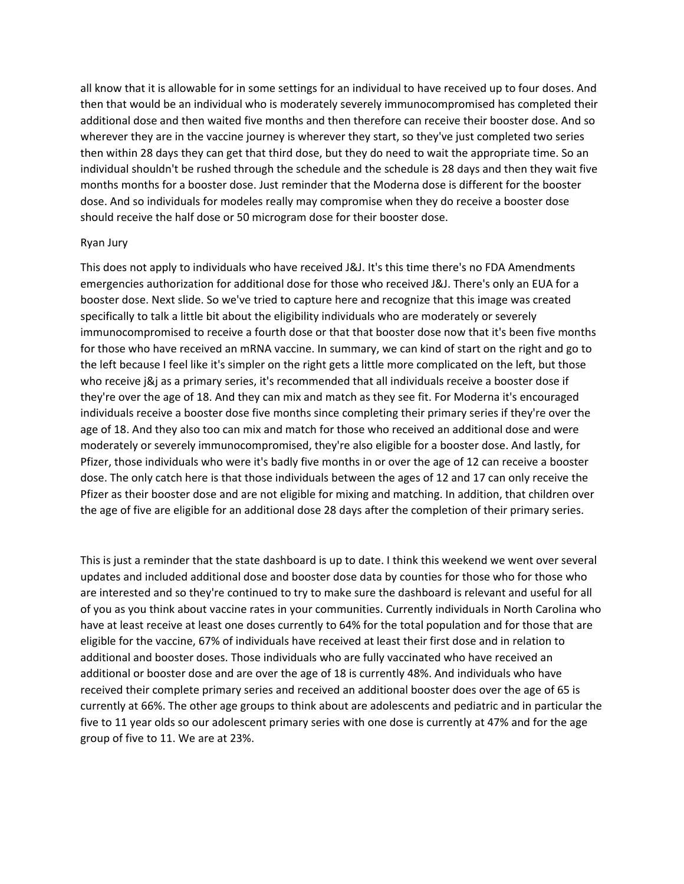all know that it is allowable for in some settings for an individual to have received up to four doses. And then that would be an individual who is moderately severely immunocompromised has completed their additional dose and then waited five months and then therefore can receive their booster dose. And so wherever they are in the vaccine journey is wherever they start, so they've just completed two series then within 28 days they can get that third dose, but they do need to wait the appropriate time. So an individual shouldn't be rushed through the schedule and the schedule is 28 days and then they wait five months months for a booster dose. Just reminder that the Moderna dose is different for the booster dose. And so individuals for modeles really may compromise when they do receive a booster dose should receive the half dose or 50 microgram dose for their booster dose.

Ryan Jury

This does not apply to individuals who have received J&J. It's this time there's no FDA Amendments emergencies authorization for additional dose for those who received J&J. There's only an EUA for a booster dose. Next slide. So we've tried to capture here and recognize that this image was created specifically to talk a little bit about the eligibility individuals who are moderately or severely immunocompromised to receive a fourth dose or that that booster dose now that it's been five months for those who have received an mRNA vaccine. In summary, we can kind of start on the right and go to the left because I feel like it's simpler on the right gets a little more complicated on the left, but those who receive j&j as a primary series, it's recommended that all individuals receive a booster dose if they're over the age of 18. And they can mix and match as they see fit. For Moderna it's encouraged individuals receive a booster dose five months since completing their primary series if they're over the age of 18. And they also too can mix and match for those who received an additional dose and were moderately or severely immunocompromised, they're also eligible for a booster dose. And lastly, for Pfizer, those individuals who were it's badly five months in or over the age of 12 can receive a booster dose. The only catch here is that those individuals between the ages of 12 and 17 can only receive the Pfizer as their booster dose and are not eligible for mixing and matching. In addition, that children over the age of five are eligible for an additional dose 28 days after the completion of their primary series.

This is just a reminder that the state dashboard is up to date. I think this weekend we went over several updates and included additional dose and booster dose data by counties for those who for those who are interested and so they're continued to try to make sure the dashboard is relevant and useful for all of you as you think about vaccine rates in your communities. Currently individuals in North Carolina who have at least receive at least one doses currently to 64% for the total population and for those that are eligible for the vaccine, 67% of individuals have received at least their first dose and in relation to additional and booster doses. Those individuals who are fully vaccinated who have received an additional or booster dose and are over the age of 18 is currently 48%. And individuals who have received their complete primary series and received an additional booster does over the age of 65 is currently at 66%. The other age groups to think about are adolescents and pediatric and in particular the five to 11 year olds so our adolescent primary series with one dose is currently at 47% and for the age group of five to 11. We are at 23%.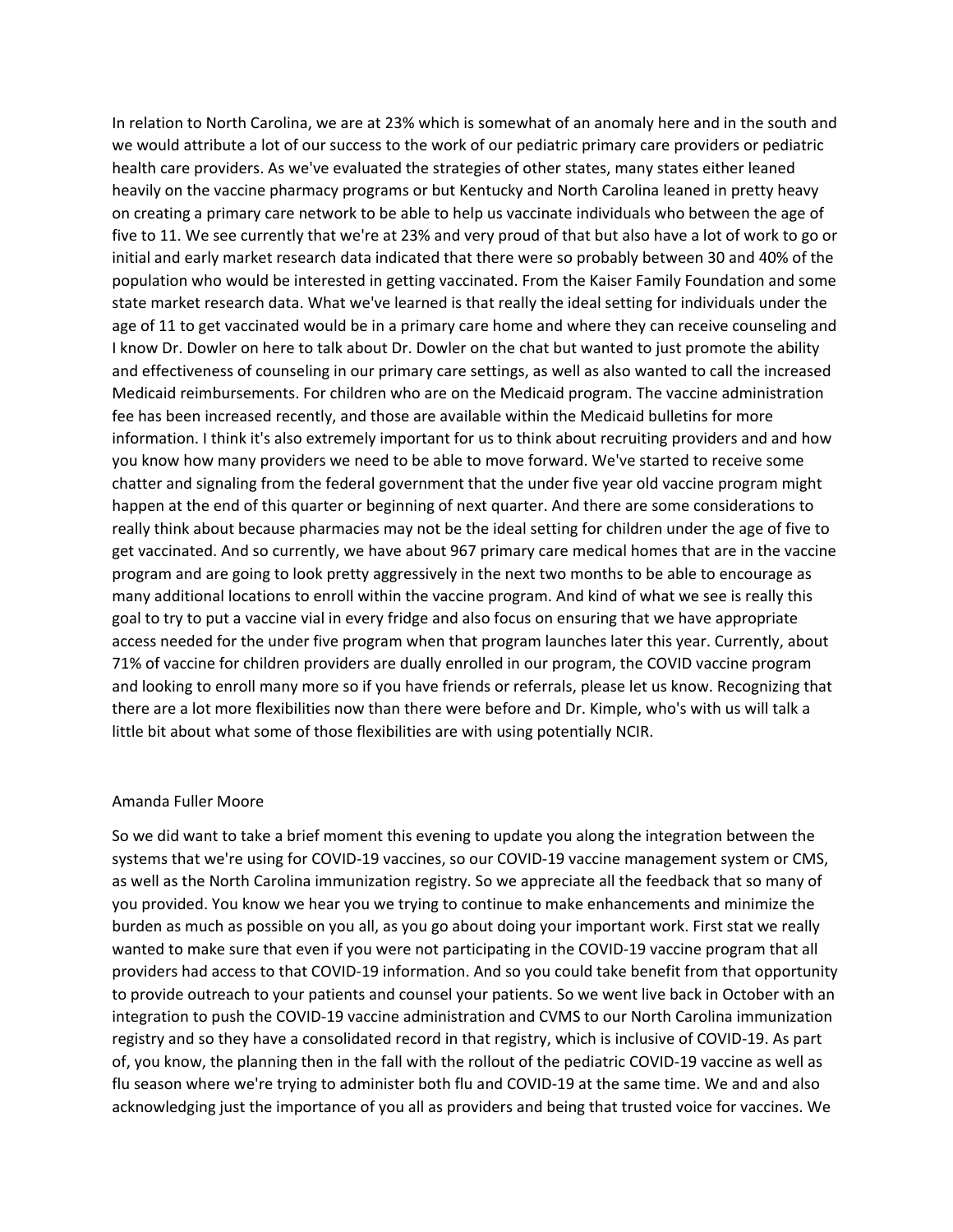In relation to North Carolina, we are at 23% which is somewhat of an anomaly here and in the south and we would attribute a lot of our success to the work of our pediatric primary care providers or pediatric health care providers. As we've evaluated the strategies of other states, many states either leaned heavily on the vaccine pharmacy programs or but Kentucky and North Carolina leaned in pretty heavy on creating a primary care network to be able to help us vaccinate individuals who between the age of five to 11. We see currently that we're at 23% and very proud of that but also have a lot of work to go or initial and early market research data indicated that there were so probably between 30 and 40% of the population who would be interested in getting vaccinated. From the Kaiser Family Foundation and some state market research data. What we've learned is that really the ideal setting for individuals under the age of 11 to get vaccinated would be in a primary care home and where they can receive counseling and I know Dr. Dowler on here to talk about Dr. Dowler on the chat but wanted to just promote the ability and effectiveness of counseling in our primary care settings, as well as also wanted to call the increased Medicaid reimbursements. For children who are on the Medicaid program. The vaccine administration fee has been increased recently, and those are available within the Medicaid bulletins for more information. I think it's also extremely important for us to think about recruiting providers and and how you know how many providers we need to be able to move forward. We've started to receive some chatter and signaling from the federal government that the under five year old vaccine program might happen at the end of this quarter or beginning of next quarter. And there are some considerations to really think about because pharmacies may not be the ideal setting for children under the age of five to get vaccinated. And so currently, we have about 967 primary care medical homes that are in the vaccine program and are going to look pretty aggressively in the next two months to be able to encourage as many additional locations to enroll within the vaccine program. And kind of what we see is really this goal to try to put a vaccine vial in every fridge and also focus on ensuring that we have appropriate access needed for the under five program when that program launches later this year. Currently, about 71% of vaccine for children providers are dually enrolled in our program, the COVID vaccine program and looking to enroll many more so if you have friends or referrals, please let us know. Recognizing that there are a lot more flexibilities now than there were before and Dr. Kimple, who's with us will talk a little bit about what some of those flexibilities are with using potentially NCIR.

Amanda Fuller Moore

So we did want to take a brief moment this evening to update you along the integration between the systems that we're using for COVID-19 vaccines, so our COVID-19 vaccine management system or CMS, as well as the North Carolina immunization registry. So we appreciate all the feedback that so many of you provided. You know we hear you we trying to continue to make enhancements and minimize the burden as much as possible on you all, as you go about doing your important work. First stat we really wanted to make sure that even if you were not participating in the COVID-19 vaccine program that all providers had access to that COVID-19 information. And so you could take benefit from that opportunity to provide outreach to your patients and counsel your patients. So we went live back in October with an integration to push the COVID-19 vaccine administration and CVMS to our North Carolina immunization registry and so they have a consolidated record in that registry, which is inclusive of COVID-19. As part of, you know, the planning then in the fall with the rollout of the pediatric COVID-19 vaccine as well as flu season where we're trying to administer both flu and COVID-19 at the same time. We and and also acknowledging just the importance of you all as providers and being that trusted voice for vaccines. We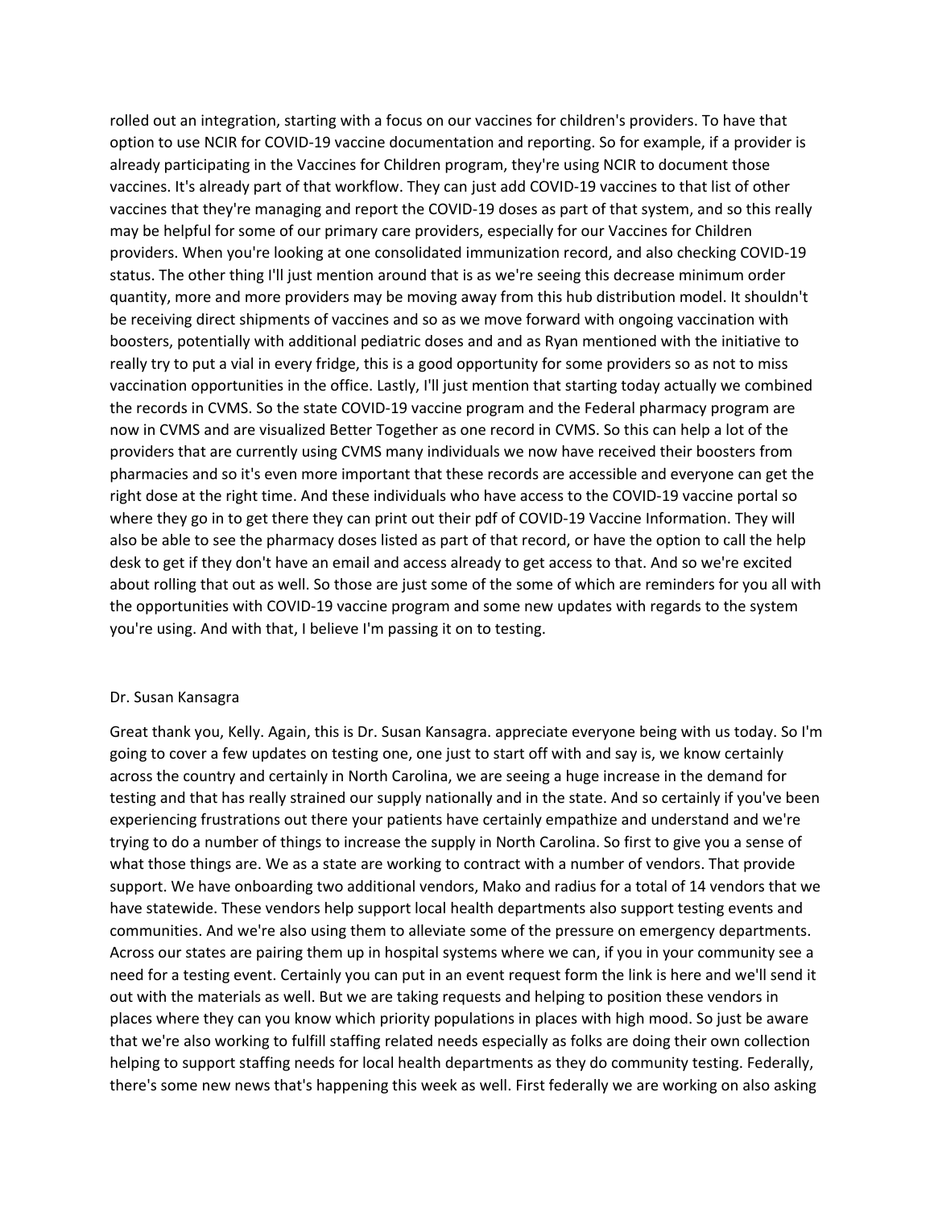rolled out an integration, starting with a focus on our vaccines for children's providers. To have that option to use NCIR for COVID-19 vaccine documentation and reporting. So for example, if a provider is already participating in the Vaccines for Children program, they're using NCIR to document those vaccines. It's already part of that workflow. They can just add COVID-19 vaccines to that list of other vaccines that they're managing and report the COVID-19 doses as part of that system, and so this really may be helpful for some of our primary care providers, especially for our Vaccines for Children providers. When you're looking at one consolidated immunization record, and also checking COVID-19 status. The other thing I'll just mention around that is as we're seeing this decrease minimum order quantity, more and more providers may be moving away from this hub distribution model. It shouldn't be receiving direct shipments of vaccines and so as we move forward with ongoing vaccination with boosters, potentially with additional pediatric doses and and as Ryan mentioned with the initiative to really try to put a vial in every fridge, this is a good opportunity for some providers so as not to miss vaccination opportunities in the office. Lastly, I'll just mention that starting today actually we combined the records in CVMS. So the state COVID-19 vaccine program and the Federal pharmacy program are now in CVMS and are visualized Better Together as one record in CVMS. So this can help a lot of the providers that are currently using CVMS many individuals we now have received their boosters from pharmacies and so it's even more important that these records are accessible and everyone can get the right dose at the right time. And these individuals who have access to the COVID-19 vaccine portal so where they go in to get there they can print out their pdf of COVID-19 Vaccine Information. They will also be able to see the pharmacy doses listed as part of that record, or have the option to call the help desk to get if they don't have an email and access already to get access to that. And so we're excited about rolling that out as well. So those are just some of the some of which are reminders for you all with the opportunities with COVID-19 vaccine program and some new updates with regards to the system you're using. And with that, I believe I'm passing it on to testing.

Dr. Susan Kansagra

Great thank you, Kelly. Again, this is Dr. Susan Kansagra. appreciate everyone being with us today. So I'm going to cover a few updates on testing one, one just to start off with and say is, we know certainly across the country and certainly in North Carolina, we are seeing a huge increase in the demand for testing and that has really strained our supply nationally and in the state. And so certainly if you've been experiencing frustrations out there your patients have certainly empathize and understand and we're trying to do a number of things to increase the supply in North Carolina. So first to give you a sense of what those things are. We as a state are working to contract with a number of vendors. That provide support. We have onboarding two additional vendors, Mako and radius for a total of 14 vendors that we have statewide. These vendors help support local health departments also support testing events and communities. And we're also using them to alleviate some of the pressure on emergency departments. Across our states are pairing them up in hospital systems where we can, if you in your community see a need for a testing event. Certainly you can put in an event request form the link is here and we'll send it out with the materials as well. But we are taking requests and helping to position these vendors in places where they can you know which priority populations in places with high mood. So just be aware that we're also working to fulfill staffing related needs especially as folks are doing their own collection helping to support staffing needs for local health departments as they do community testing. Federally, there's some new news that's happening this week as well. First federally we are working on also asking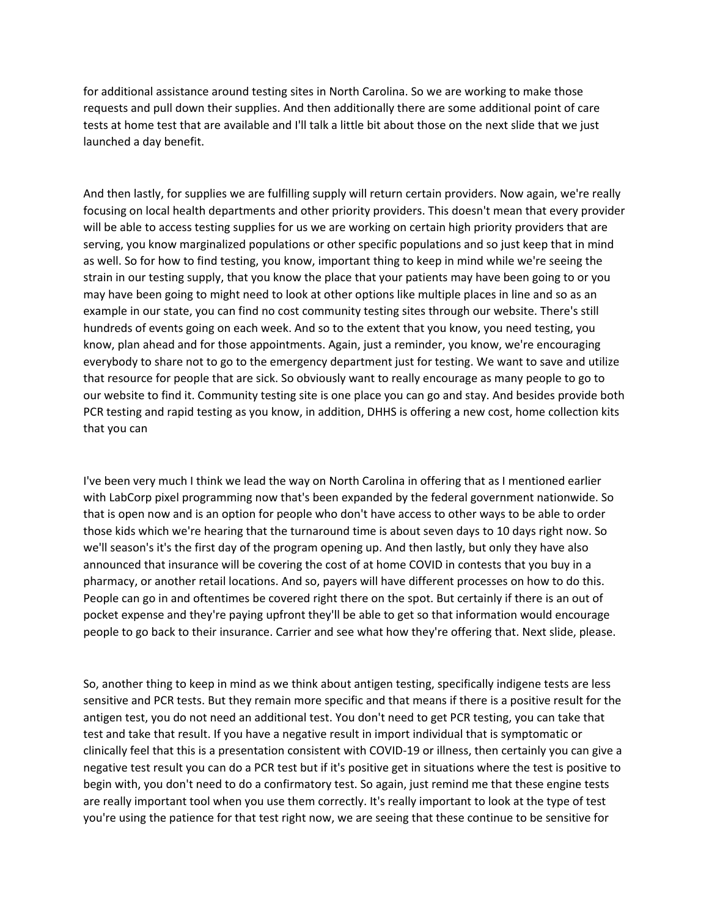for additional assistance around testing sites in North Carolina. So we are working to make those requests and pull down their supplies. And then additionally there are some additional point of care tests at home test that are available and I'll talk a little bit about those on the next slide that we just launched a day benefit.

And then lastly, for supplies we are fulfilling supply will return certain providers. Now again, we're really focusing on local health departments and other priority providers. This doesn't mean that every provider will be able to access testing supplies for us we are working on certain high priority providers that are serving, you know marginalized populations or other specific populations and so just keep that in mind as well. So for how to find testing, you know, important thing to keep in mind while we're seeing the strain in our testing supply, that you know the place that your patients may have been going to or you may have been going to might need to look at other options like multiple places in line and so as an example in our state, you can find no cost community testing sites through our website. There's still hundreds of events going on each week. And so to the extent that you know, you need testing, you know, plan ahead and for those appointments. Again, just a reminder, you know, we're encouraging everybody to share not to go to the emergency department just for testing. We want to save and utilize that resource for people that are sick. So obviously want to really encourage as many people to go to our website to find it. Community testing site is one place you can go and stay. And besides provide both PCR testing and rapid testing as you know, in addition, DHHS is offering a new cost, home collection kits that you can

I've been very much I think we lead the way on North Carolina in offering that as I mentioned earlier with LabCorp pixel programming now that's been expanded by the federal government nationwide. So that is open now and is an option for people who don't have access to other ways to be able to order those kids which we're hearing that the turnaround time is about seven days to 10 days right now. So we'll season's it's the first day of the program opening up. And then lastly, but only they have also announced that insurance will be covering the cost of at home COVID in contests that you buy in a pharmacy, or another retail locations. And so, payers will have different processes on how to do this. People can go in and oftentimes be covered right there on the spot. But certainly if there is an out of pocket expense and they're paying upfront they'll be able to get so that information would encourage people to go back to their insurance. Carrier and see what how they're offering that. Next slide, please.

So, another thing to keep in mind as we think about antigen testing, specifically indigene tests are less sensitive and PCR tests. But they remain more specific and that means if there is a positive result for the antigen test, you do not need an additional test. You don't need to get PCR testing, you can take that test and take that result. If you have a negative result in import individual that is symptomatic or clinically feel that this is a presentation consistent with COVID-19 or illness, then certainly you can give a negative test result you can do a PCR test but if it's positive get in situations where the test is positive to begin with, you don't need to do a confirmatory test. So again, just remind me that these engine tests are really important tool when you use them correctly. It's really important to look at the type of test you're using the patience for that test right now, we are seeing that these continue to be sensitive for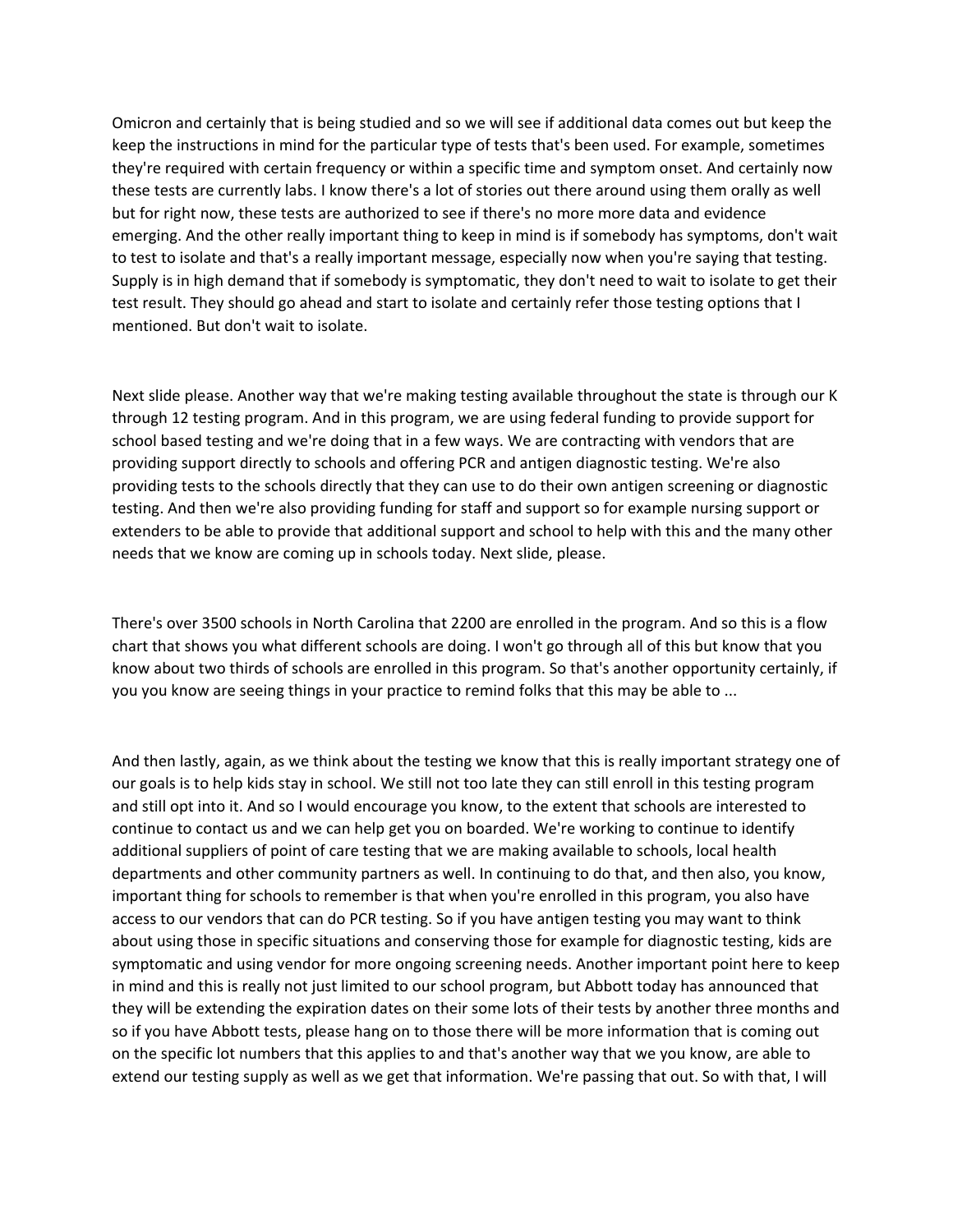Omicron and certainly that is being studied and so we will see if additional data comes out but keep the keep the instructions in mind for the particular type of tests that's been used. For example, sometimes they're required with certain frequency or within a specific time and symptom onset. And certainly now these tests are currently labs. I know there's a lot of stories out there around using them orally as well but for right now, these tests are authorized to see if there's no more more data and evidence emerging. And the other really important thing to keep in mind is if somebody has symptoms, don't wait to test to isolate and that's a really important message, especially now when you're saying that testing. Supply is in high demand that if somebody is symptomatic, they don't need to wait to isolate to get their test result. They should go ahead and start to isolate and certainly refer those testing options that I mentioned. But don't wait to isolate.

Next slide please. Another way that we're making testing available throughout the state is through our K through 12 testing program. And in this program, we are using federal funding to provide support for school based testing and we're doing that in a few ways. We are contracting with vendors that are providing support directly to schools and offering PCR and antigen diagnostic testing. We're also providing tests to the schools directly that they can use to do their own antigen screening or diagnostic testing. And then we're also providing funding for staff and support so for example nursing support or extenders to be able to provide that additional support and school to help with this and the many other needs that we know are coming up in schools today. Next slide, please.

There's over 3500 schools in North Carolina that 2200 are enrolled in the program. And so this is a flow chart that shows you what different schools are doing. I won't go through all of this but know that you know about two thirds of schools are enrolled in this program. So that's another opportunity certainly, if you you know are seeing things in your practice to remind folks that this may be able to ...

And then lastly, again, as we think about the testing we know that this is really important strategy one of our goals is to help kids stay in school. We still not too late they can still enroll in this testing program and still opt into it. And so I would encourage you know, to the extent that schools are interested to continue to contact us and we can help get you on boarded. We're working to continue to identify additional suppliers of point of care testing that we are making available to schools, local health departments and other community partners as well. In continuing to do that, and then also, you know, important thing for schools to remember is that when you're enrolled in this program, you also have access to our vendors that can do PCR testing. So if you have antigen testing you may want to think about using those in specific situations and conserving those for example for diagnostic testing, kids are symptomatic and using vendor for more ongoing screening needs. Another important point here to keep in mind and this is really not just limited to our school program, but Abbott today has announced that they will be extending the expiration dates on their some lots of their tests by another three months and so if you have Abbott tests, please hang on to those there will be more information that is coming out on the specific lot numbers that this applies to and that's another way that we you know, are able to extend our testing supply as well as we get that information. We're passing that out. So with that, I will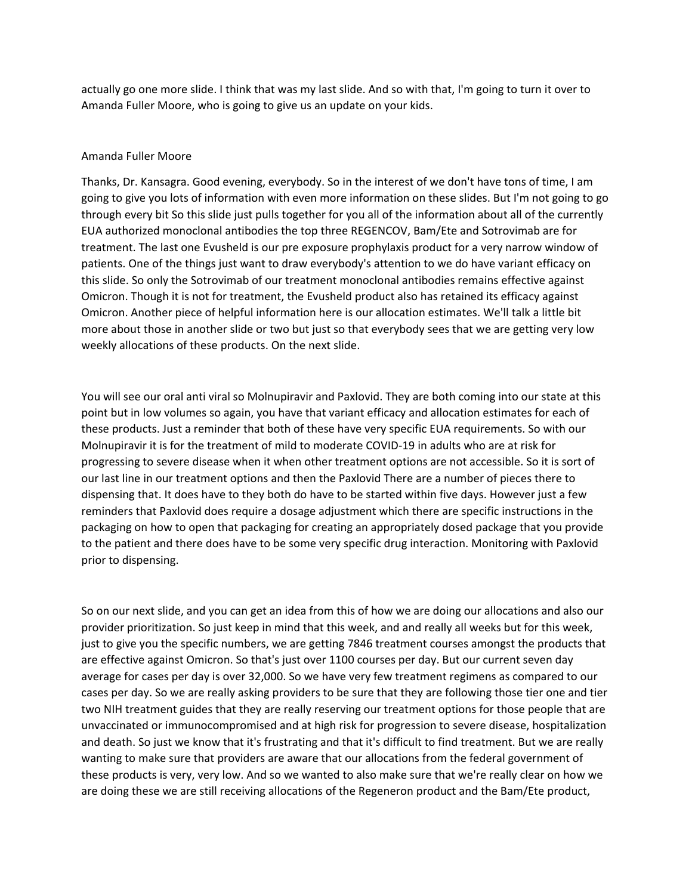actually go one more slide. I think that was my last slide. And so with that, I'm going to turn it over to Amanda Fuller Moore, who is going to give us an update on your kids.

Amanda Fuller Moore

Thanks, Dr. Kansagra. Good evening, everybody. So in the interest of we don't have tons of time, I am going to give you lots of information with even more information on these slides. But I'm not going to go through every bit So this slide just pulls together for you all of the information about all of the currently EUA authorized monoclonal antibodies the top three REGENCOV, Bam/Ete and Sotrovimab are for treatment. The last one Evusheld is our pre exposure prophylaxis product for a very narrow window of patients. One of the things just want to draw everybody's attention to we do have variant efficacy on this slide. So only the Sotrovimab of our treatment monoclonal antibodies remains effective against Omicron. Though it is not for treatment, the Evusheld product also has retained its efficacy against Omicron. Another piece of helpful information here is our allocation estimates. We'll talk a little bit more about those in another slide or two but just so that everybody sees that we are getting very low weekly allocations of these products. On the next slide.

You will see our oral anti viral so Molnupiravir and Paxlovid. They are both coming into our state at this point but in low volumes so again, you have that variant efficacy and allocation estimates for each of these products. Just a reminder that both of these have very specific EUA requirements. So with our Molnupiravir it is for the treatment of mild to moderate COVID-19 in adults who are at risk for progressing to severe disease when it when other treatment options are not accessible. So it is sort of our last line in our treatment options and then the Paxlovid There are a number of pieces there to dispensing that. It does have to they both do have to be started within five days. However just a few reminders that Paxlovid does require a dosage adjustment which there are specific instructions in the packaging on how to open that packaging for creating an appropriately dosed package that you provide to the patient and there does have to be some very specific drug interaction. Monitoring with Paxlovid prior to dispensing.

So on our next slide, and you can get an idea from this of how we are doing our allocations and also our provider prioritization. So just keep in mind that this week, and and really all weeks but for this week, just to give you the specific numbers, we are getting 7846 treatment courses amongst the products that are effective against Omicron. So that's just over 1100 courses per day. But our current seven day average for cases per day is over 32,000. So we have very few treatment regimens as compared to our cases per day. So we are really asking providers to be sure that they are following those tier one and tier two NIH treatment guides that they are really reserving our treatment options for those people that are unvaccinated or immunocompromised and at high risk for progression to severe disease, hospitalization and death. So just we know that it's frustrating and that it's difficult to find treatment. But we are really wanting to make sure that providers are aware that our allocations from the federal government of these products is very, very low. And so we wanted to also make sure that we're really clear on how we are doing these we are still receiving allocations of the Regeneron product and the Bam/Ete product,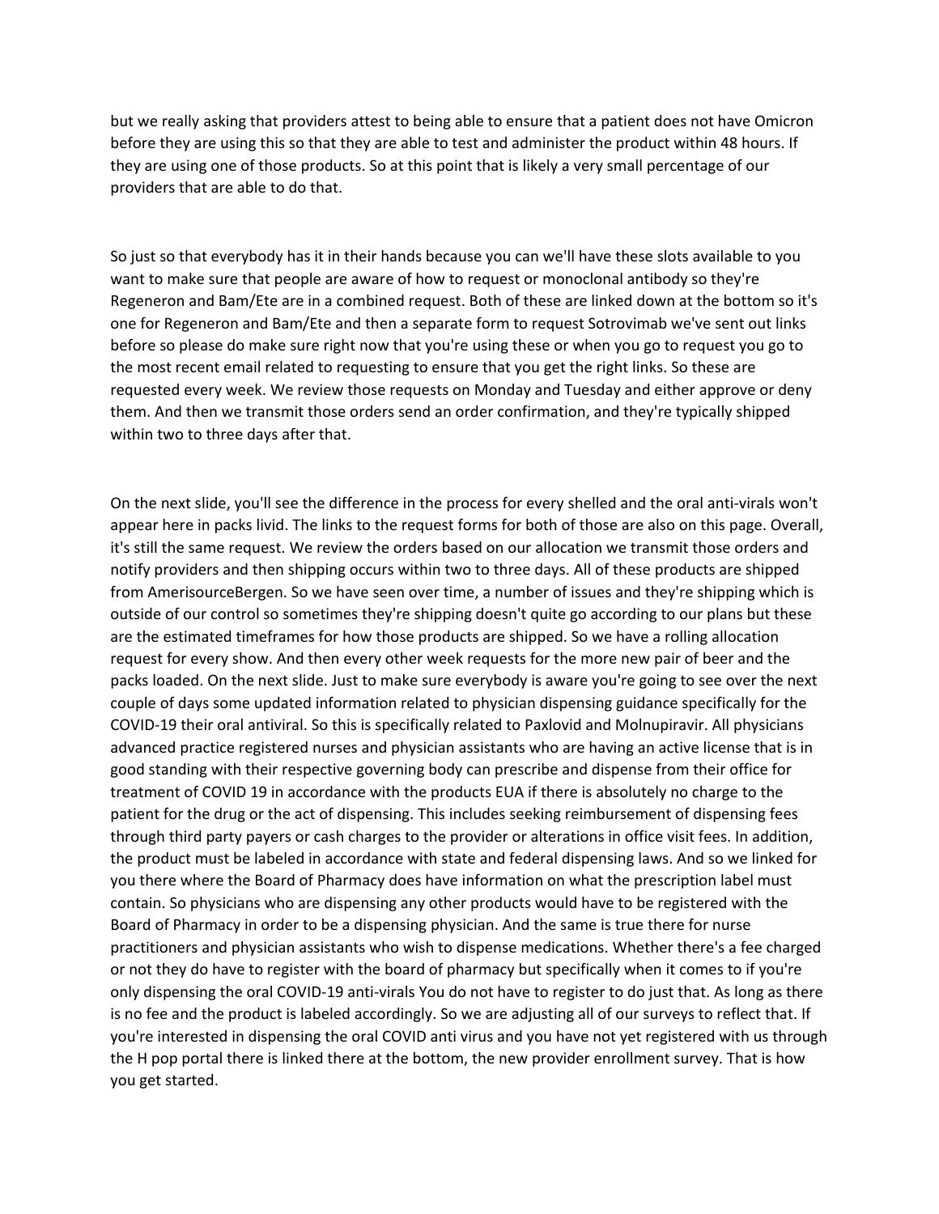but we really asking that providers attest to being able to ensure that a patient does not have Omicron before they are using this so that they are able to test and administer the product within 48 hours. If they are using one of those products. So at this point that is likely a very small percentage of our providers that are able to do that.

So just so that everybody has it in their hands because you can we'll have these slots available to you want to make sure that people are aware of how to request or monoclonal antibody so they're Regeneron and Bam/Ete are in a combined request. Both of these are linked down at the bottom so it's one for Regeneron and Bam/Ete and then a separate form to request Sotrovimab we've sent out links before so please do make sure right now that you're using these or when you go to request you go to the most recent email related to requesting to ensure that you get the right links. So these are requested every week. We review those requests on Monday and Tuesday and either approve or deny them. And then we transmit those orders send an order confirmation, and they're typically shipped within two to three days after that.

On the next slide, you'll see the difference in the process for every shelled and the oral anti-virals won't appear here in packs livid. The links to the request forms for both of those are also on this page. Overall, it's still the same request. We review the orders based on our allocation we transmit those orders and notify providers and then shipping occurs within two to three days. All of these products are shipped from AmerisourceBergen. So we have seen over time, a number of issues and they're shipping which is outside of our control so sometimes they're shipping doesn't quite go according to our plans but these are the estimated timeframes for how those products are shipped. So we have a rolling allocation request for every show. And then every other week requests for the more new pair of beer and the packs loaded. On the next slide. Just to make sure everybody is aware you're going to see over the next couple of days some updated information related to physician dispensing guidance specifically for the COVID-19 their oral antiviral. So this is specifically related to Paxlovid and Molnupiravir. All physicians advanced practice registered nurses and physician assistants who are having an active license that is in good standing with their respective governing body can prescribe and dispense from their office for treatment of COVID 19 in accordance with the products EUA if there is absolutely no charge to the patient for the drug or the act of dispensing. This includes seeking reimbursement of dispensing fees through third party payers or cash charges to the provider or alterations in office visit fees. In addition, the product must be labeled in accordance with state and federal dispensing laws. And so we linked for you there where the Board of Pharmacy does have information on what the prescription label must contain. So physicians who are dispensing any other products would have to be registered with the Board of Pharmacy in order to be a dispensing physician. And the same is true there for nurse practitioners and physician assistants who wish to dispense medications. Whether there's a fee charged or not they do have to register with the board of pharmacy but specifically when it comes to if you're only dispensing the oral COVID-19 anti-virals You do not have to register to do just that. As long as there is no fee and the product is labeled accordingly. So we are adjusting all of our surveys to reflect that. If you're interested in dispensing the oral COVID anti virus and you have not yet registered with us through the H pop portal there is linked there at the bottom, the new provider enrollment survey. That is how you get started.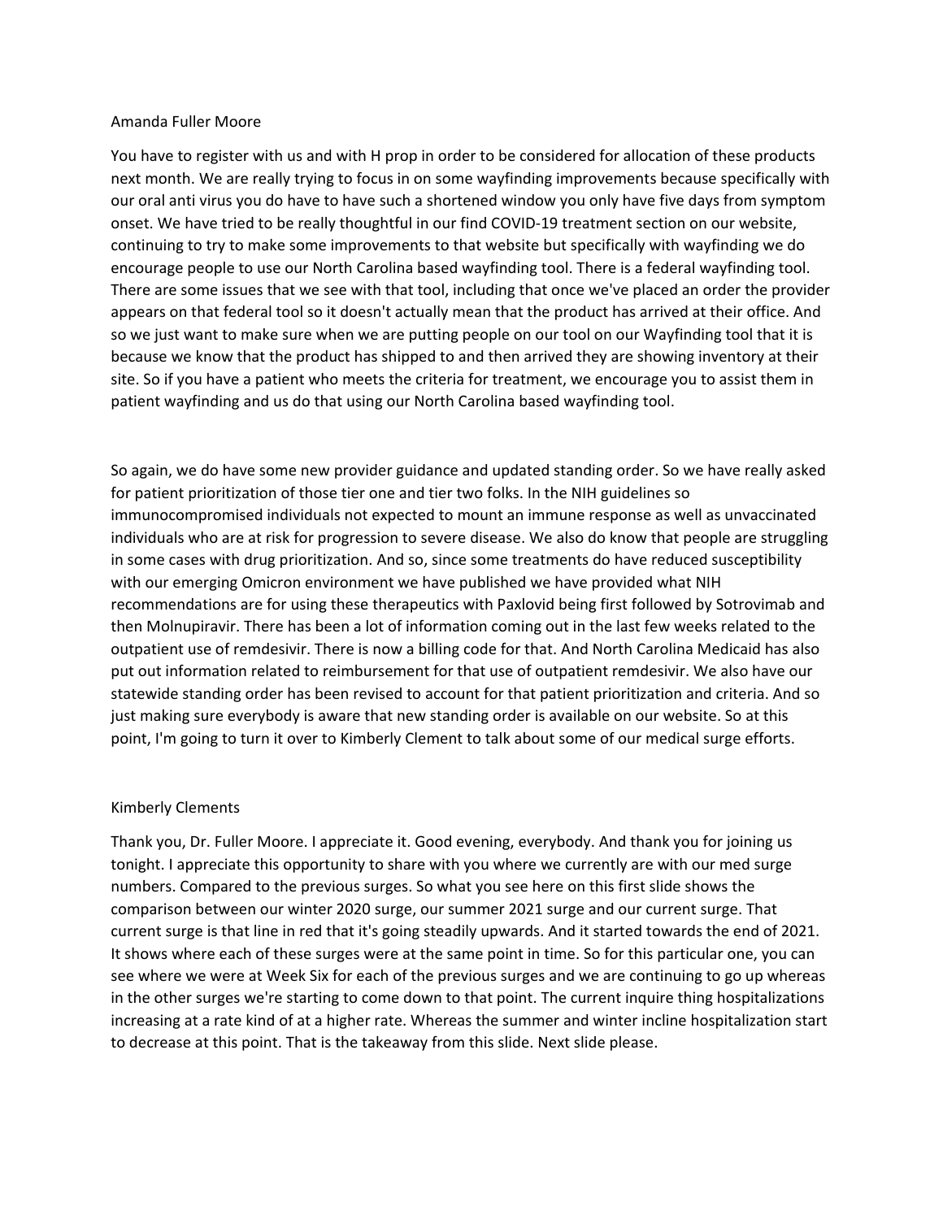Amanda Fuller Moore

You have to register with us and with H prop in order to be considered for allocation of these products next month. We are really trying to focus in on some wayfinding improvements because specifically with our oral anti virus you do have to have such a shortened window you only have five days from symptom onset. We have tried to be really thoughtful in our find COVID-19 treatment section on our website, continuing to try to make some improvements to that website but specifically with wayfinding we do encourage people to use our North Carolina based wayfinding tool. There is a federal wayfinding tool. There are some issues that we see with that tool, including that once we've placed an order the provider appears on that federal tool so it doesn't actually mean that the product has arrived at their office. And so we just want to make sure when we are putting people on our tool on our Wayfinding tool that it is because we know that the product has shipped to and then arrived they are showing inventory at their site. So if you have a patient who meets the criteria for treatment, we encourage you to assist them in patient wayfinding and us do that using our North Carolina based wayfinding tool.

So again, we do have some new provider guidance and updated standing order. So we have really asked for patient prioritization of those tier one and tier two folks. In the NIH guidelines so immunocompromised individuals not expected to mount an immune response as well as unvaccinated individuals who are at risk for progression to severe disease. We also do know that people are struggling in some cases with drug prioritization. And so, since some treatments do have reduced susceptibility with our emerging Omicron environment we have published we have provided what NIH recommendations are for using these therapeutics with Paxlovid being first followed by Sotrovimab and then Molnupiravir. There has been a lot of information coming out in the last few weeks related to the outpatient use of remdesivir. There is now a billing code for that. And North Carolina Medicaid has also put out information related to reimbursement for that use of outpatient remdesivir. We also have our statewide standing order has been revised to account for that patient prioritization and criteria. And so just making sure everybody is aware that new standing order is available on our website. So at this point, I'm going to turn it over to Kimberly Clement to talk about some of our medical surge efforts.

Kimberly Clements

Thank you, Dr. Fuller Moore. I appreciate it. Good evening, everybody. And thank you for joining us tonight. I appreciate this opportunity to share with you where we currently are with our med surge numbers. Compared to the previous surges. So what you see here on this first slide shows the comparison between our winter 2020 surge, our summer 2021 surge and our current surge. That current surge is that line in red that it's going steadily upwards. And it started towards the end of 2021. It shows where each of these surges were at the same point in time. So for this particular one, you can see where we were at Week Six for each of the previous surges and we are continuing to go up whereas in the other surges we're starting to come down to that point. The current inquire thing hospitalizations increasing at a rate kind of at a higher rate. Whereas the summer and winter incline hospitalization start to decrease at this point. That is the takeaway from this slide. Next slide please.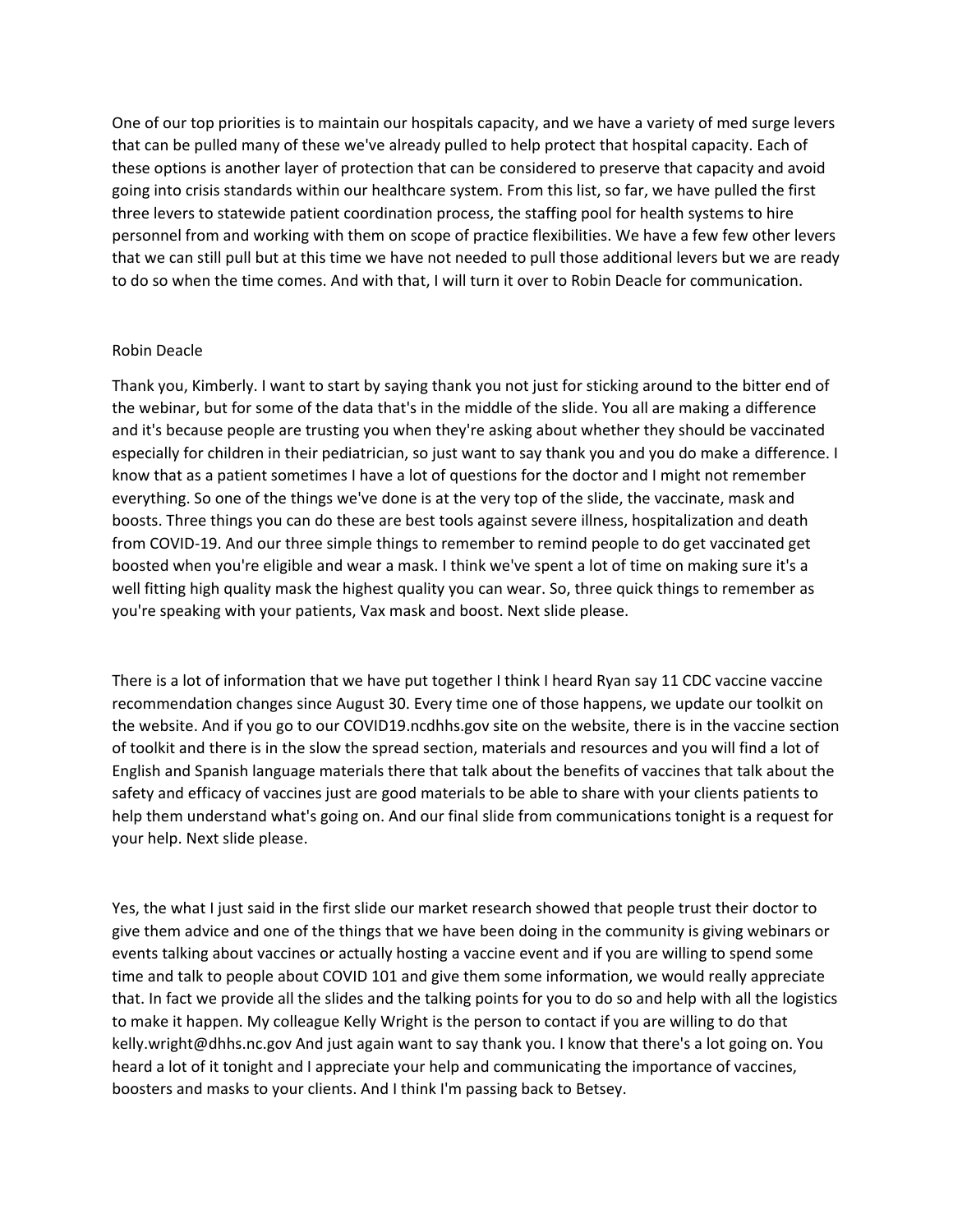One of our top priorities is to maintain our hospitals capacity, and we have a variety of med surge levers that can be pulled many of these we've already pulled to help protect that hospital capacity. Each of these options is another layer of protection that can be considered to preserve that capacity and avoid going into crisis standards within our healthcare system. From this list, so far, we have pulled the first three levers to statewide patient coordination process, the staffing pool for health systems to hire personnel from and working with them on scope of practice flexibilities. We have a few few other levers that we can still pull but at this time we have not needed to pull those additional levers but we are ready to do so when the time comes. And with that, I will turn it over to Robin Deacle for communication.

Robin Deacle

Thank you, Kimberly. I want to start by saying thank you not just for sticking around to the bitter end of the webinar, but for some of the data that's in the middle of the slide. You all are making a difference and it's because people are trusting you when they're asking about whether they should be vaccinated especially for children in their pediatrician, so just want to say thank you and you do make a difference. I know that as a patient sometimes I have a lot of questions for the doctor and I might not remember everything. So one of the things we've done is at the very top of the slide, the vaccinate, mask and boosts. Three things you can do these are best tools against severe illness, hospitalization and death from COVID-19. And our three simple things to remember to remind people to do get vaccinated get boosted when you're eligible and wear a mask. I think we've spent a lot of time on making sure it's a well fitting high quality mask the highest quality you can wear. So, three quick things to remember as you're speaking with your patients, Vax mask and boost. Next slide please.

There is a lot of information that we have put together I think I heard Ryan say 11 CDC vaccine vaccine recommendation changes since August 30. Every time one of those happens, we update our toolkit on the website. And if you go to our COVID19.ncdhhs.gov site on the website, there is in the vaccine section of toolkit and there is in the slow the spread section, materials and resources and you will find a lot of English and Spanish language materials there that talk about the benefits of vaccines that talk about the safety and efficacy of vaccines just are good materials to be able to share with your clients patients to help them understand what's going on. And our final slide from communications tonight is a request for your help. Next slide please.

Yes, the what I just said in the first slide our market research showed that people trust their doctor to give them advice and one of the things that we have been doing in the community is giving webinars or events talking about vaccines or actually hosting a vaccine event and if you are willing to spend some time and talk to people about COVID 101 and give them some information, we would really appreciate that. In fact we provide all the slides and the talking points for you to do so and help with all the logistics to make it happen. My colleague Kelly Wright is the person to contact if you are willing to do that kelly.wright@dhhs.nc.gov And just again want to say thank you. I know that there's a lot going on. You heard a lot of it tonight and I appreciate your help and communicating the importance of vaccines, boosters and masks to your clients. And I think I'm passing back to Betsey.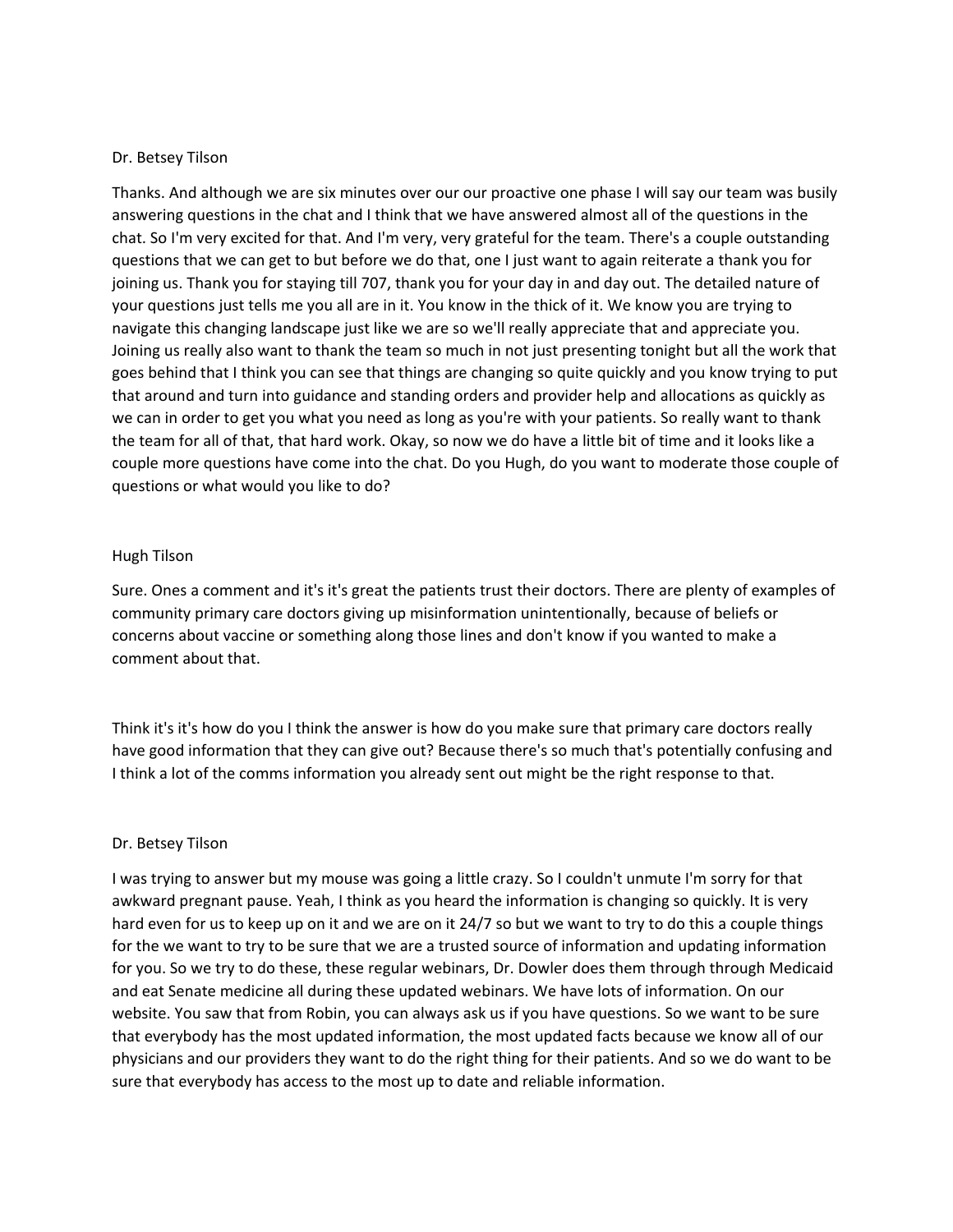Dr. Betsey Tilson

Thanks. And although we are six minutes over our our proactive one phase I will say our team was busily answering questions in the chat and I think that we have answered almost all of the questions in the chat. So I'm very excited for that. And I'm very, very grateful for the team. There's a couple outstanding questions that we can get to but before we do that, one I just want to again reiterate a thank you for joining us. Thank you for staying till 707, thank you for your day in and day out. The detailed nature of your questions just tells me you all are in it. You know in the thick of it. We know you are trying to navigate this changing landscape just like we are so we'll really appreciate that and appreciate you. Joining us really also want to thank the team so much in not just presenting tonight but all the work that goes behind that I think you can see that things are changing so quite quickly and you know trying to put that around and turn into guidance and standing orders and provider help and allocations as quickly as we can in order to get you what you need as long as you're with your patients. So really want to thank the team for all of that, that hard work. Okay, so now we do have a little bit of time and it looks like a couple more questions have come into the chat. Do you Hugh, do you want to moderate those couple of questions or what would you like to do?

Hugh Tilson

Sure. Ones a comment and it's it's great the patients trust their doctors. There are plenty of examples of community primary care doctors giving up misinformation unintentionally, because of beliefs or concerns about vaccine or something along those lines and don't know if you wanted to make a comment about that.

Think it's it's how do you I think the answer is how do you make sure that primary care doctors really have good information that they can give out? Because there's so much that's potentially confusing and I think a lot of the comms information you already sent out might be the right response to that.

Dr. Betsey Tilson

I was trying to answer but my mouse was going a little crazy. So I couldn't unmute I'm sorry for that awkward pregnant pause. Yeah, I think as you heard the information is changing so quickly. It is very hard even for us to keep up on it and we are on it 24/7 so but we want to try to do this a couple things for the we want to try to be sure that we are a trusted source of information and updating information for you. So we try to do these, these regular webinars, Dr. Dowler does them through through Medicaid and eat Senate medicine all during these updated webinars. We have lots of information. On our website. You saw that from Robin, you can always ask us if you have questions. So we want to be sure that everybody has the most updated information, the most updated facts because we know all of our physicians and our providers they want to do the right thing for their patients. And so we do want to be sure that everybody has access to the most up to date and reliable information.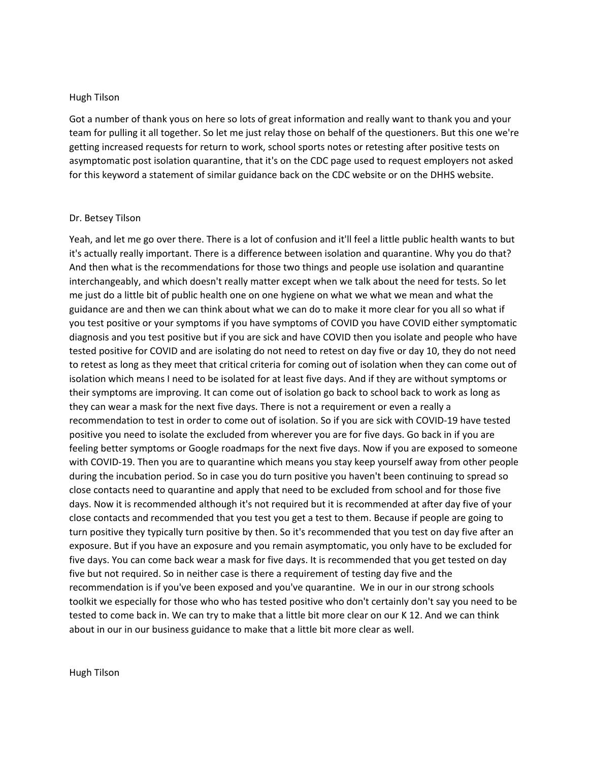Hugh Tilson

Got a number of thank yous on here so lots of great information and really want to thank you and your team for pulling it all together. So let me just relay those on behalf of the questioners. But this one we're getting increased requests for return to work, school sports notes or retesting after positive tests on asymptomatic post isolation quarantine, that it's on the CDC page used to request employers not asked for this keyword a statement of similar guidance back on the CDC website or on the DHHS website.

Dr. Betsey Tilson

Yeah, and let me go over there. There is a lot of confusion and it'll feel a little public health wants to but it's actually really important. There is a difference between isolation and quarantine. Why you do that? And then what is the recommendations for those two things and people use isolation and quarantine interchangeably, and which doesn't really matter except when we talk about the need for tests. So let me just do a little bit of public health one on one hygiene on what we what we mean and what the guidance are and then we can think about what we can do to make it more clear for you all so what if you test positive or your symptoms if you have symptoms of COVID you have COVID either symptomatic diagnosis and you test positive but if you are sick and have COVID then you isolate and people who have tested positive for COVID and are isolating do not need to retest on day five or day 10, they do not need to retest as long as they meet that critical criteria for coming out of isolation when they can come out of isolation which means I need to be isolated for at least five days. And if they are without symptoms or their symptoms are improving. It can come out of isolation go back to school back to work as long as they can wear a mask for the next five days. There is not a requirement or even a really a recommendation to test in order to come out of isolation. So if you are sick with COVID-19 have tested positive you need to isolate the excluded from wherever you are for five days. Go back in if you are feeling better symptoms or Google roadmaps for the next five days. Now if you are exposed to someone with COVID-19. Then you are to quarantine which means you stay keep yourself away from other people during the incubation period. So in case you do turn positive you haven't been continuing to spread so close contacts need to quarantine and apply that need to be excluded from school and for those five days. Now it is recommended although it's not required but it is recommended at after day five of your close contacts and recommended that you test you get a test to them. Because if people are going to turn positive they typically turn positive by then. So it's recommended that you test on day five after an exposure. But if you have an exposure and you remain asymptomatic, you only have to be excluded for five days. You can come back wear a mask for five days. It is recommended that you get tested on day five but not required. So in neither case is there a requirement of testing day five and the recommendation is if you've been exposed and you've quarantine. We in our in our strong schools toolkit we especially for those who who has tested positive who don't certainly don't say you need to be tested to come back in. We can try to make that a little bit more clear on our K 12. And we can think about in our in our business guidance to make that a little bit more clear as well.

Hugh Tilson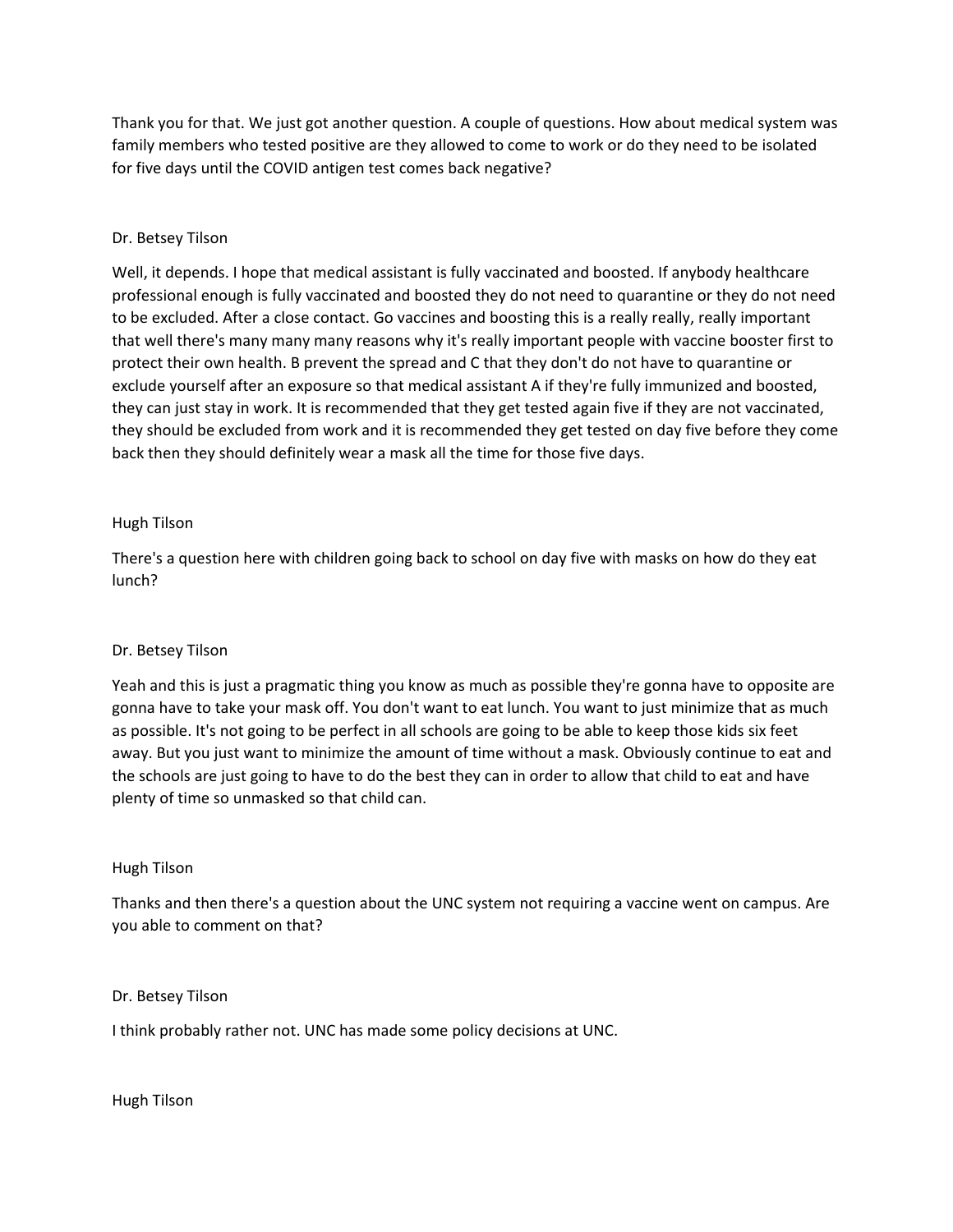Thank you for that. We just got another question. A couple of questions. How about medical system was family members who tested positive are they allowed to come to work or do they need to be isolated for five days until the COVID antigen test comes back negative?

Dr. Betsey Tilson

Well, it depends. I hope that medical assistant is fully vaccinated and boosted. If anybody healthcare professional enough is fully vaccinated and boosted they do not need to quarantine or they do not need to be excluded. After a close contact. Go vaccines and boosting this is a really really, really important that well there's many many many reasons why it's really important people with vaccine booster first to protect their own health. B prevent the spread and C that they don't do not have to quarantine or exclude yourself after an exposure so that medical assistant A if they're fully immunized and boosted, they can just stay in work. It is recommended that they get tested again five if they are not vaccinated, they should be excluded from work and it is recommended they get tested on day five before they come back then they should definitely wear a mask all the time for those five days.

Hugh Tilson

There's a question here with children going back to school on day five with masks on how do they eat lunch?

Dr. Betsey Tilson

Yeah and this is just a pragmatic thing you know as much as possible they're gonna have to opposite are gonna have to take your mask off. You don't want to eat lunch. You want to just minimize that as much as possible. It's not going to be perfect in all schools are going to be able to keep those kids six feet away. But you just want to minimize the amount of time without a mask. Obviously continue to eat and the schools are just going to have to do the best they can in order to allow that child to eat and have plenty of time so unmasked so that child can.

Hugh Tilson

Thanks and then there's a question about the UNC system not requiring a vaccine went on campus. Are you able to comment on that?

Dr. Betsey Tilson

I think probably rather not. UNC has made some policy decisions at UNC.

Hugh Tilson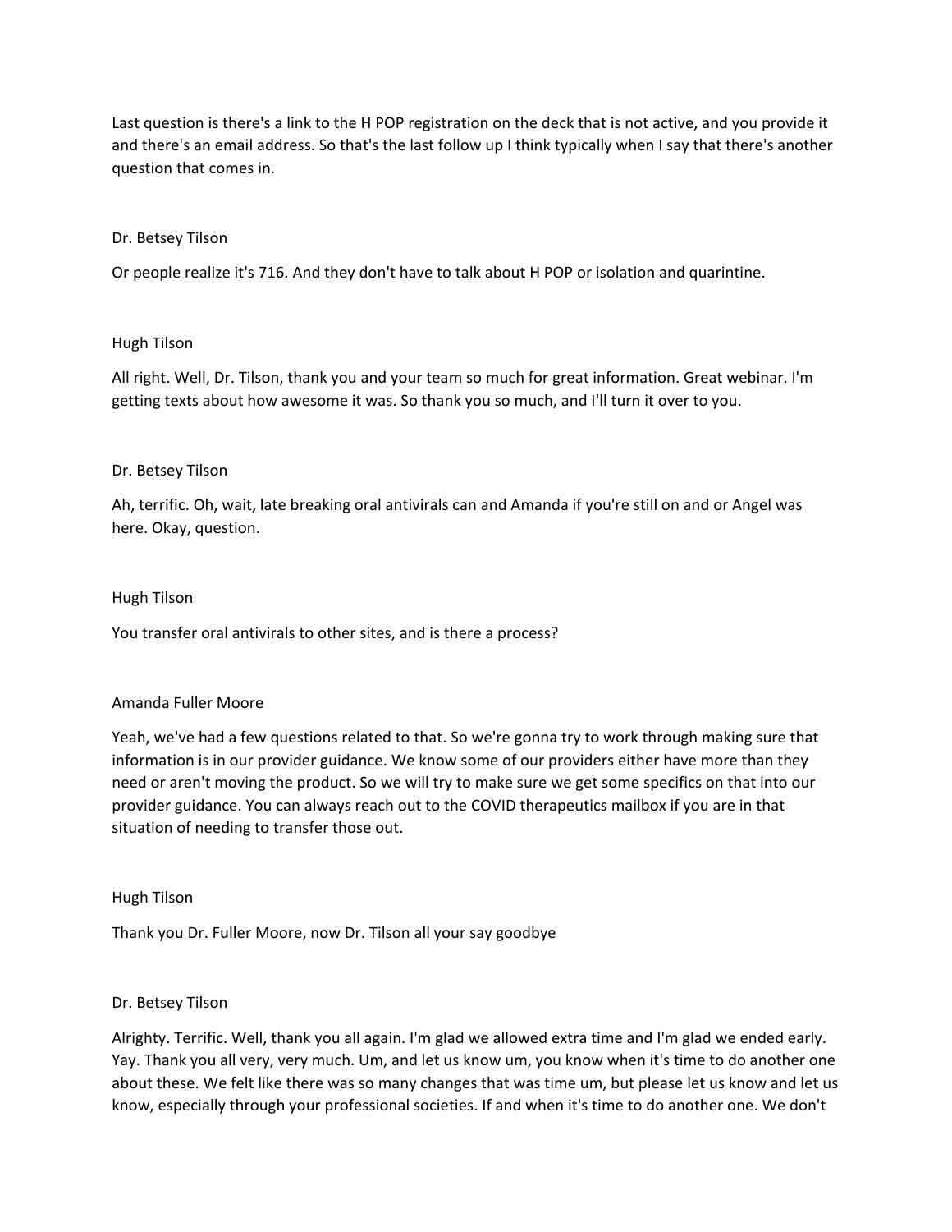Last question is there's a link to the H POP registration on the deck that is not active, and you provide it and there's an email address. So that's the last follow up I think typically when I say that there's another question that comes in.

Dr. Betsey Tilson

Or people realize it's 716. And they don't have to talk about H POP or isolation and quarintine.

Hugh Tilson

All right. Well, Dr. Tilson, thank you and your team so much for great information. Great webinar. I'm getting texts about how awesome it was. So thank you so much, and I'll turn it over to you.

Dr. Betsey Tilson

Ah, terrific. Oh, wait, late breaking oral antivirals can and Amanda if you're still on and or Angel was here. Okay, question.

Hugh Tilson

You transfer oral antivirals to other sites, and is there a process?

Amanda Fuller Moore

Yeah, we've had a few questions related to that. So we're gonna try to work through making sure that information is in our provider guidance. We know some of our providers either have more than they need or aren't moving the product. So we will try to make sure we get some specifics on that into our provider guidance. You can always reach out to the COVID therapeutics mailbox if you are in that situation of needing to transfer those out.

Hugh Tilson

Thank you Dr. Fuller Moore, now Dr. Tilson all your say goodbye

Dr. Betsey Tilson

Alrighty. Terrific. Well, thank you all again. I'm glad we allowed extra time and I'm glad we ended early. Yay. Thank you all very, very much. Um, and let us know um, you know when it's time to do another one about these. We felt like there was so many changes that was time um, but please let us know and let us know, especially through your professional societies. If and when it's time to do another one. We don't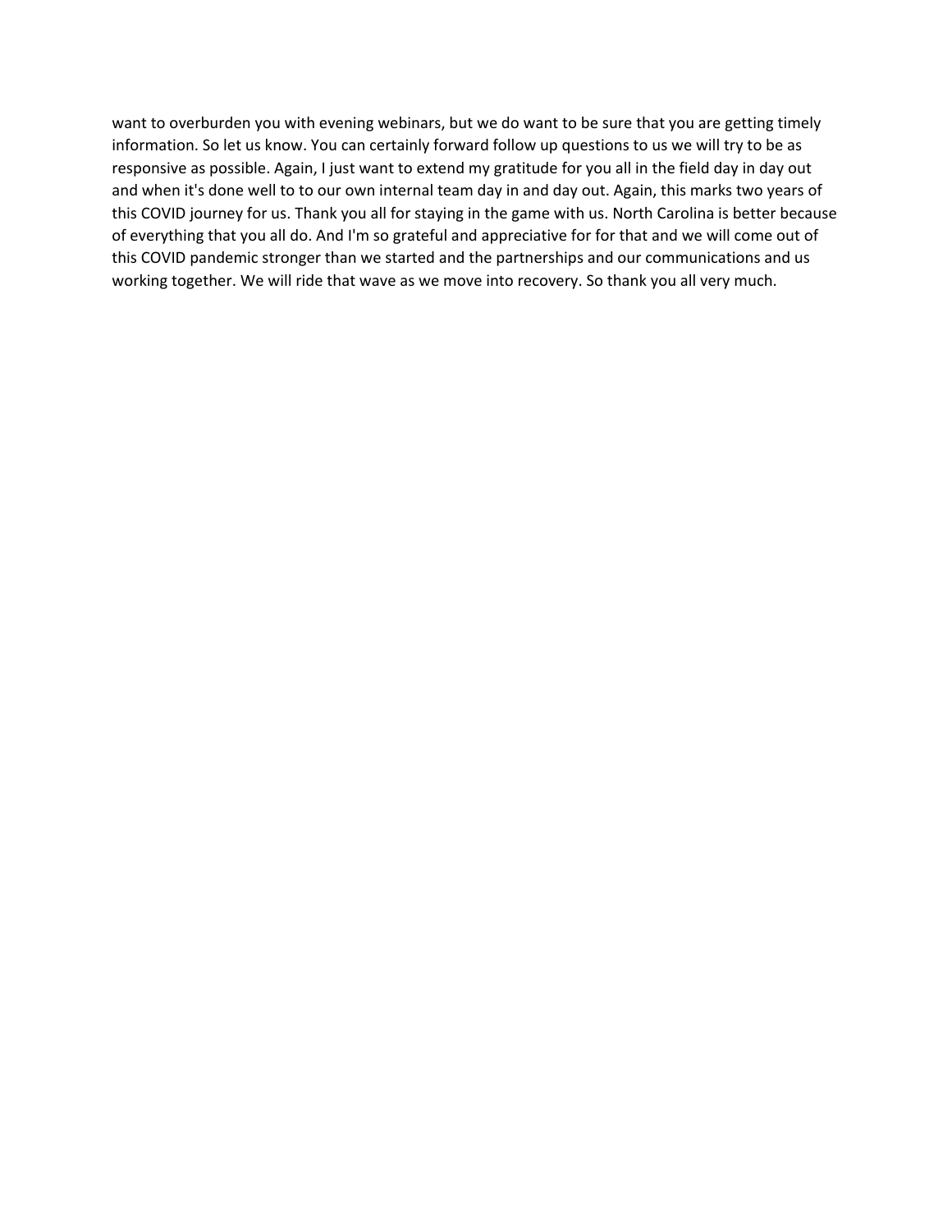want to overburden you with evening webinars, but we do want to be sure that you are getting timely information. So let us know. You can certainly forward follow up questions to us we will try to be as responsive as possible. Again, I just want to extend my gratitude for you all in the field day in day out and when it's done well to to our own internal team day in and day out. Again, this marks two years of this COVID journey for us. Thank you all for staying in the game with us. North Carolina is better because of everything that you all do. And I'm so grateful and appreciative for for that and we will come out of this COVID pandemic stronger than we started and the partnerships and our communications and us working together. We will ride that wave as we move into recovery. So thank you all very much.